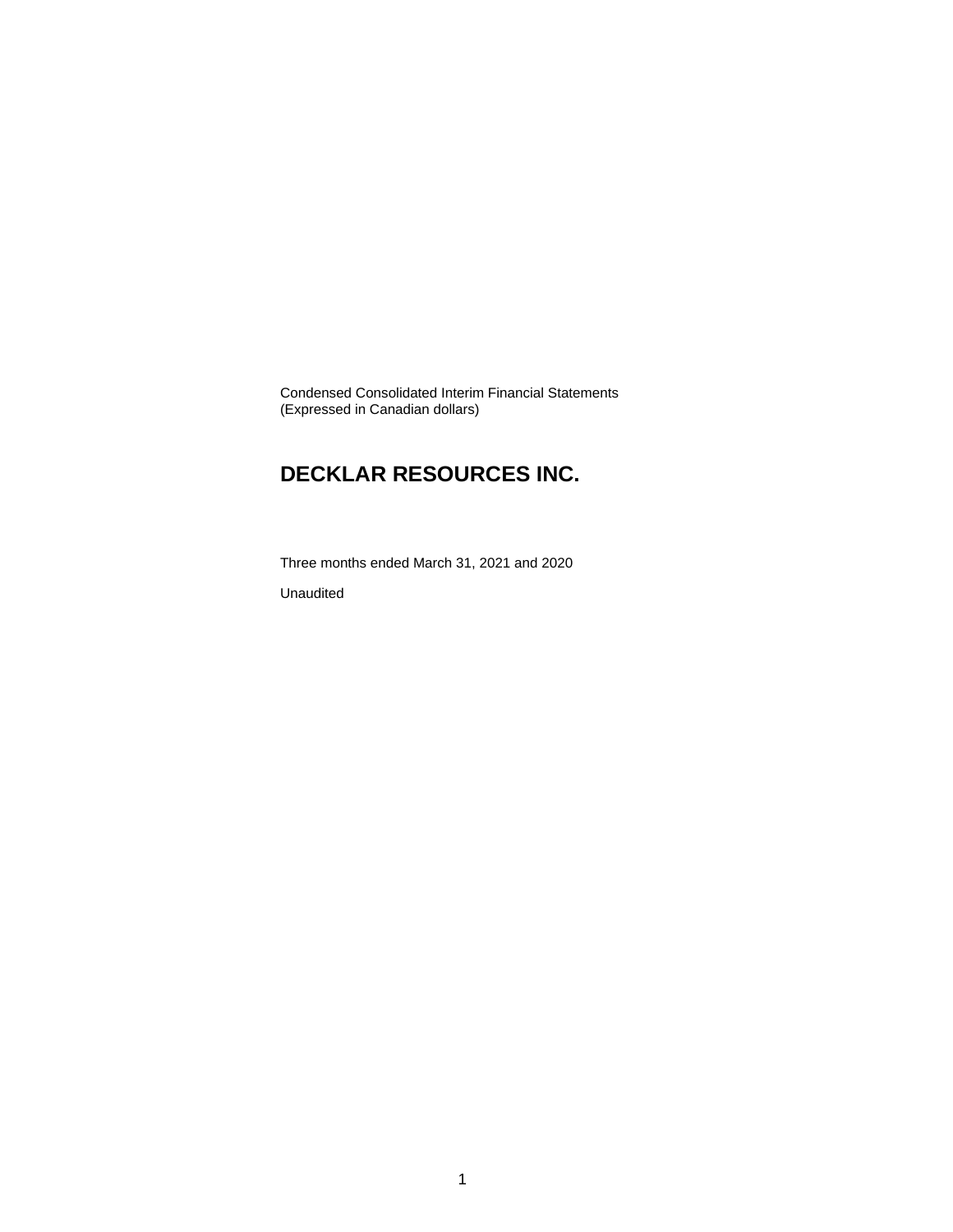Condensed Consolidated Interim Financial Statements
(Expressed in Canadian dollars)

# DECKLAR RESOURCES INC.

Three months ended March 31, 2021 and 2020

Unaudited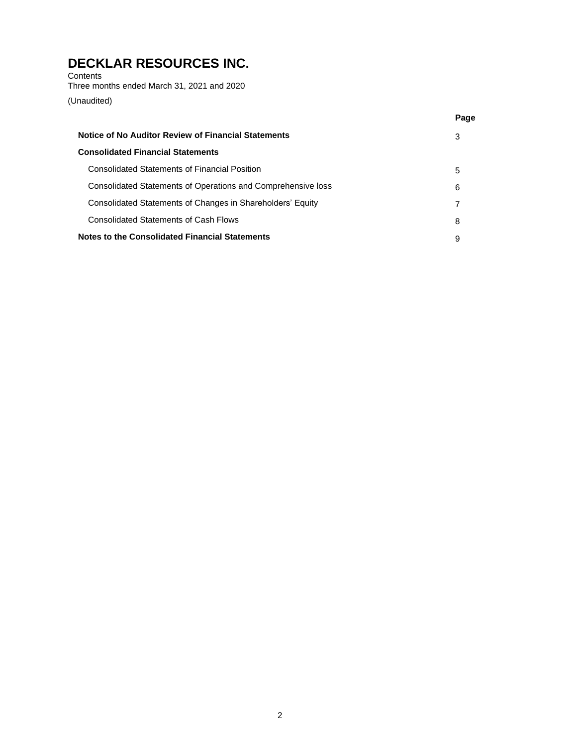# DECKLAR RESOURCES INC.

Contents

Three months ended March 31, 2021 and 2020

(Unaudited)

| | Page |
|---|---|
| **Notice of No Auditor Review of Financial Statements** | 3 |
| **Consolidated Financial Statements** | |
| Consolidated Statements of Financial Position | 5 |
| Consolidated Statements of Operations and Comprehensive loss | 6 |
| Consolidated Statements of Changes in Shareholders' Equity | 7 |
| Consolidated Statements of Cash Flows | 8 |
| **Notes to the Consolidated Financial Statements** | 9 |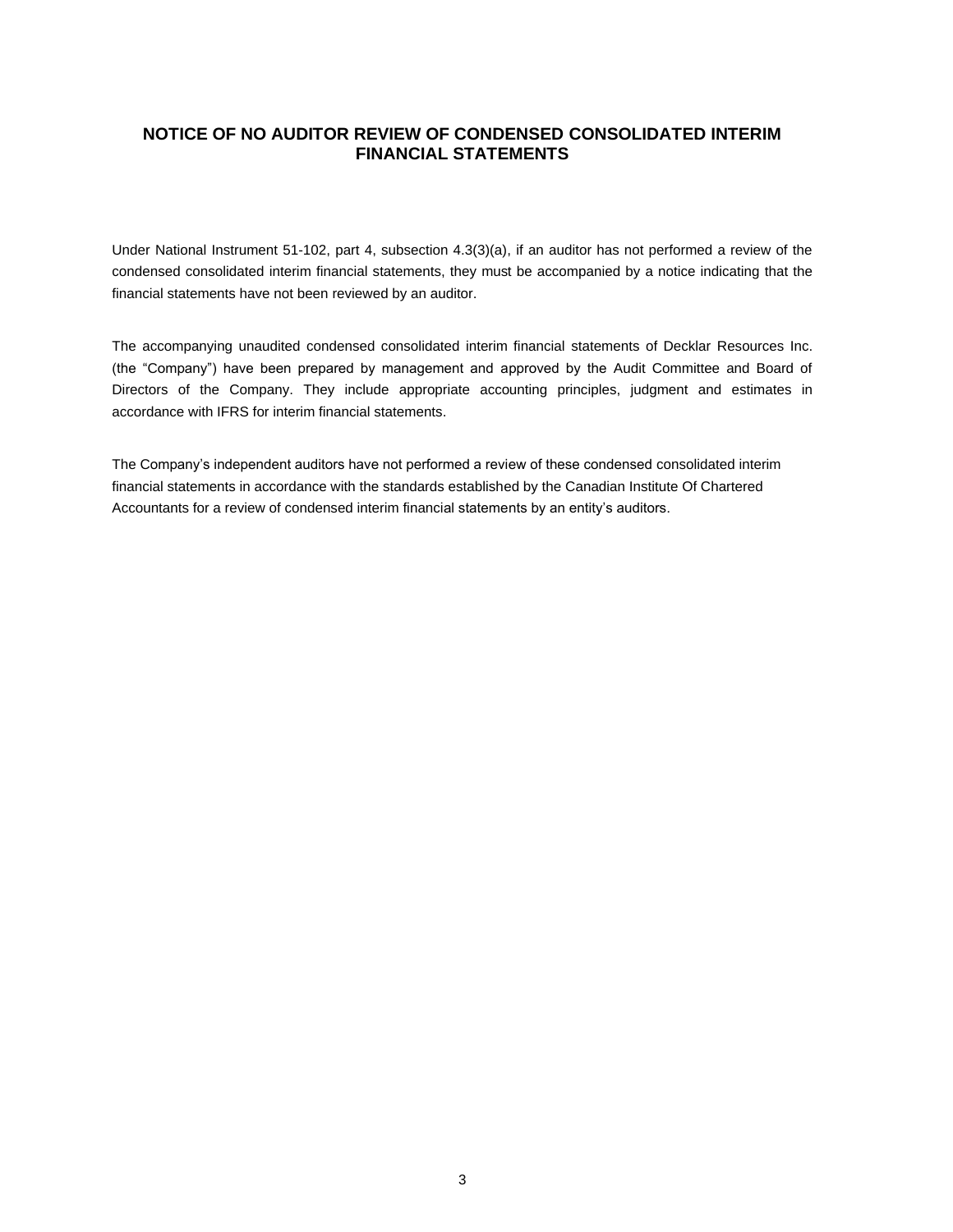## NOTICE OF NO AUDITOR REVIEW OF CONDENSED CONSOLIDATED INTERIM FINANCIAL STATEMENTS

Under National Instrument 51-102, part 4, subsection 4.3(3)(a), if an auditor has not performed a review of the condensed consolidated interim financial statements, they must be accompanied by a notice indicating that the financial statements have not been reviewed by an auditor.

The accompanying unaudited condensed consolidated interim financial statements of Decklar Resources Inc. (the "Company") have been prepared by management and approved by the Audit Committee and Board of Directors of the Company. They include appropriate accounting principles, judgment and estimates in accordance with IFRS for interim financial statements.

The Company's independent auditors have not performed a review of these condensed consolidated interim financial statements in accordance with the standards established by the Canadian Institute Of Chartered Accountants for a review of condensed interim financial statements by an entity's auditors.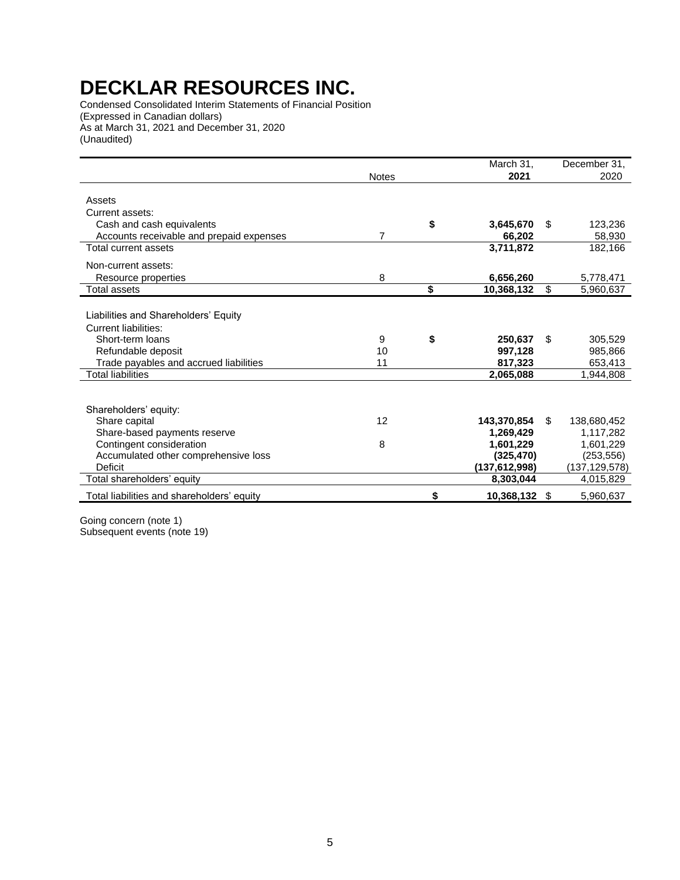# DECKLAR RESOURCES INC.

Condensed Consolidated Interim Statements of Financial Position
(Expressed in Canadian dollars)
As at March 31, 2021 and December 31, 2020
(Unaudited)

| | Notes | March 31, **2021** | December 31, 2020 |
|---|---|---|---|
| Assets | | | |
| Current assets: | | | |
| Cash and cash equivalents | | **$ 3,645,670** | $ 123,236 |
| Accounts receivable and prepaid expenses | 7 | **66,202** | 58,930 |
| Total current assets | | **3,711,872** | 182,166 |
| Non-current assets: | | | |
| Resource properties | 8 | **6,656,260** | 5,778,471 |
| Total assets | | **$ 10,368,132** | $ 5,960,637 |
| Liabilities and Shareholders' Equity | | | |
| Current liabilities: | | | |
| Short-term loans | 9 | **$ 250,637** | $ 305,529 |
| Refundable deposit | 10 | **997,128** | 985,866 |
| Trade payables and accrued liabilities | 11 | **817,323** | 653,413 |
| Total liabilities | | **2,065,088** | 1,944,808 |
| Shareholders' equity: | | | |
| Share capital | 12 | **143,370,854** | $ 138,680,452 |
| Share-based payments reserve | | **1,269,429** | 1,117,282 |
| Contingent consideration | 8 | **1,601,229** | 1,601,229 |
| Accumulated other comprehensive loss | | **(325,470)** | (253,556) |
| Deficit | | **(137,612,998)** | (137,129,578) |
| Total shareholders' equity | | **8,303,044** | 4,015,829 |
| Total liabilities and shareholders' equity | | **$ 10,368,132** | $ 5,960,637 |

Going concern (note 1)
Subsequent events (note 19)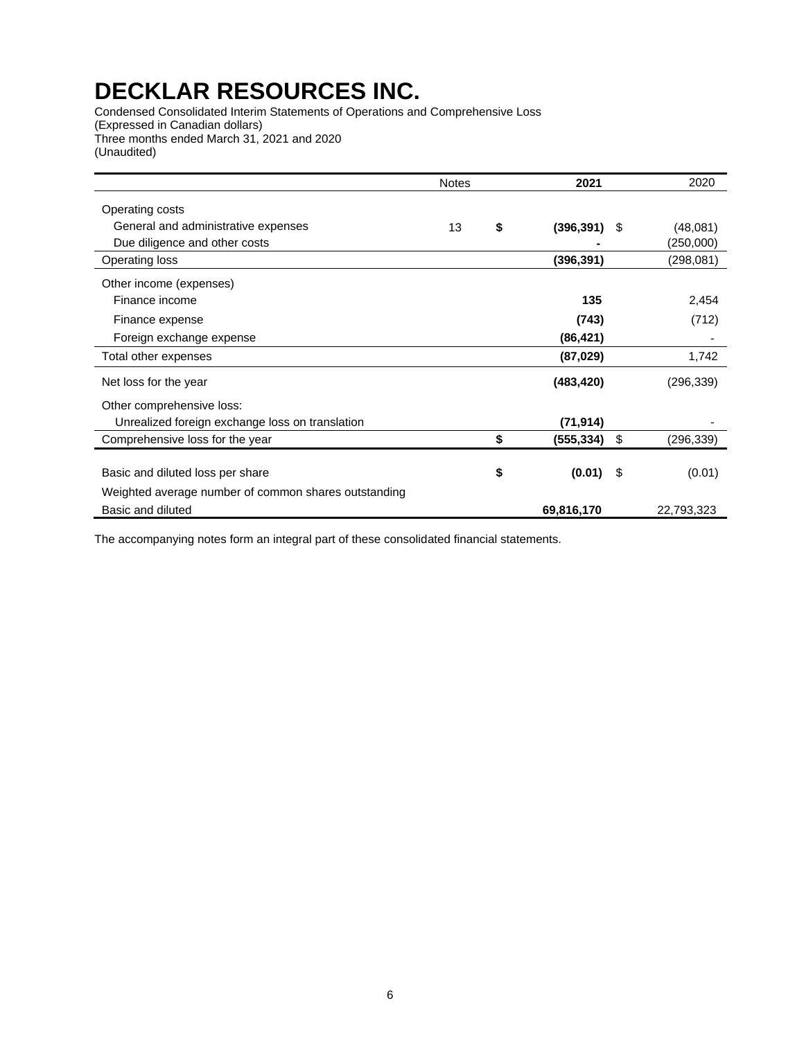# DECKLAR RESOURCES INC.

Condensed Consolidated Interim Statements of Operations and Comprehensive Loss
(Expressed in Canadian dollars)
Three months ended March 31, 2021 and 2020
(Unaudited)

| | Notes | 2021 | 2020 |
|---|---|---|---|
| Operating costs | | | |
| General and administrative expenses | 13 | $ (396,391) | $ (48,081) |
| Due diligence and other costs | | - | (250,000) |
| Operating loss | | (396,391) | (298,081) |
| Other income (expenses) | | | |
| Finance income | | 135 | 2,454 |
| Finance expense | | (743) | (712) |
| Foreign exchange expense | | (86,421) | - |
| Total other expenses | | (87,029) | 1,742 |
| Net loss for the year | | (483,420) | (296,339) |
| Other comprehensive loss: | | | |
| Unrealized foreign exchange loss on translation | | (71,914) | - |
| Comprehensive loss for the year | | $ (555,334) | $ (296,339) |
| Basic and diluted loss per share | | $ (0.01) | $ (0.01) |
| Weighted average number of common shares outstanding | | | |
| Basic and diluted | | 69,816,170 | 22,793,323 |

The accompanying notes form an integral part of these consolidated financial statements.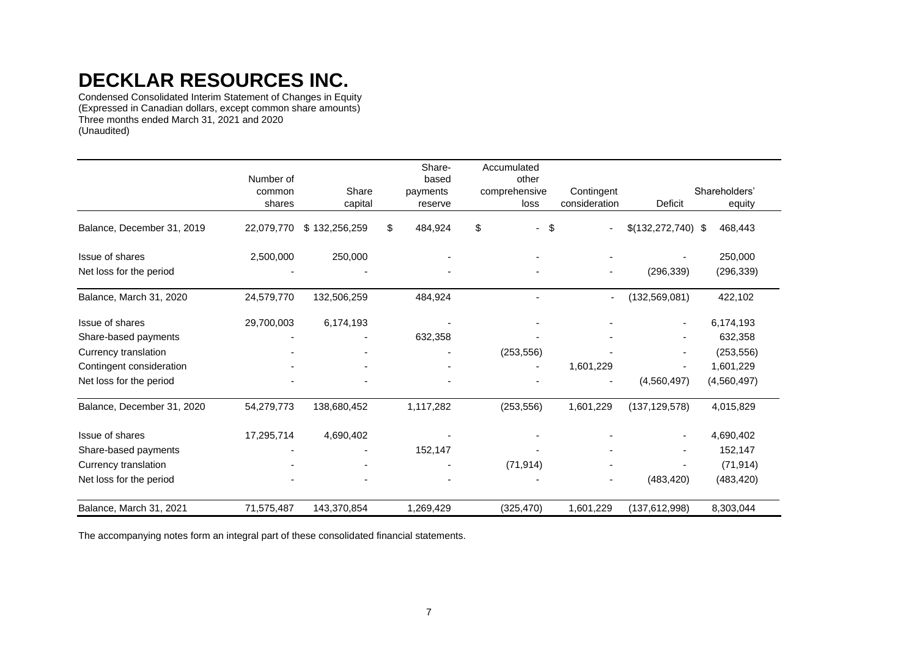# DECKLAR RESOURCES INC.

Condensed Consolidated Interim Statement of Changes in Equity
(Expressed in Canadian dollars, except common share amounts)
Three months ended March 31, 2021 and 2020
(Unaudited)

| | Number of common shares | Share capital | Share-based payments reserve | Accumulated other comprehensive loss | Contingent consideration | Deficit | Shareholders' equity |
|---|---|---|---|---|---|---|---|
| Balance, December 31, 2019 | 22,079,770 | $ 132,256,259 | $ 484,924 | $ - | $ - | $(132,272,740) | $ 468,443 |
| Issue of shares | 2,500,000 | 250,000 | - | - | - | - | 250,000 |
| Net loss for the period | - | - | - | - | - | (296,339) | (296,339) |
| Balance, March 31, 2020 | 24,579,770 | 132,506,259 | 484,924 | - | - | (132,569,081) | 422,102 |
| Issue of shares | 29,700,003 | 6,174,193 | - | - | - | - | 6,174,193 |
| Share-based payments | - | - | 632,358 | - | - | - | 632,358 |
| Currency translation | - | - | - | (253,556) | - | - | (253,556) |
| Contingent consideration | - | - | - | - | 1,601,229 | - | 1,601,229 |
| Net loss for the period | - | - | - | - | - | (4,560,497) | (4,560,497) |
| Balance, December 31, 2020 | 54,279,773 | 138,680,452 | 1,117,282 | (253,556) | 1,601,229 | (137,129,578) | 4,015,829 |
| Issue of shares | 17,295,714 | 4,690,402 | - | - | - | - | 4,690,402 |
| Share-based payments | - | - | 152,147 | - | - | - | 152,147 |
| Currency translation | - | - | - | (71,914) | - | - | (71,914) |
| Net loss for the period | - | - | - | - | - | (483,420) | (483,420) |
| Balance, March 31, 2021 | 71,575,487 | 143,370,854 | 1,269,429 | (325,470) | 1,601,229 | (137,612,998) | 8,303,044 |

The accompanying notes form an integral part of these consolidated financial statements.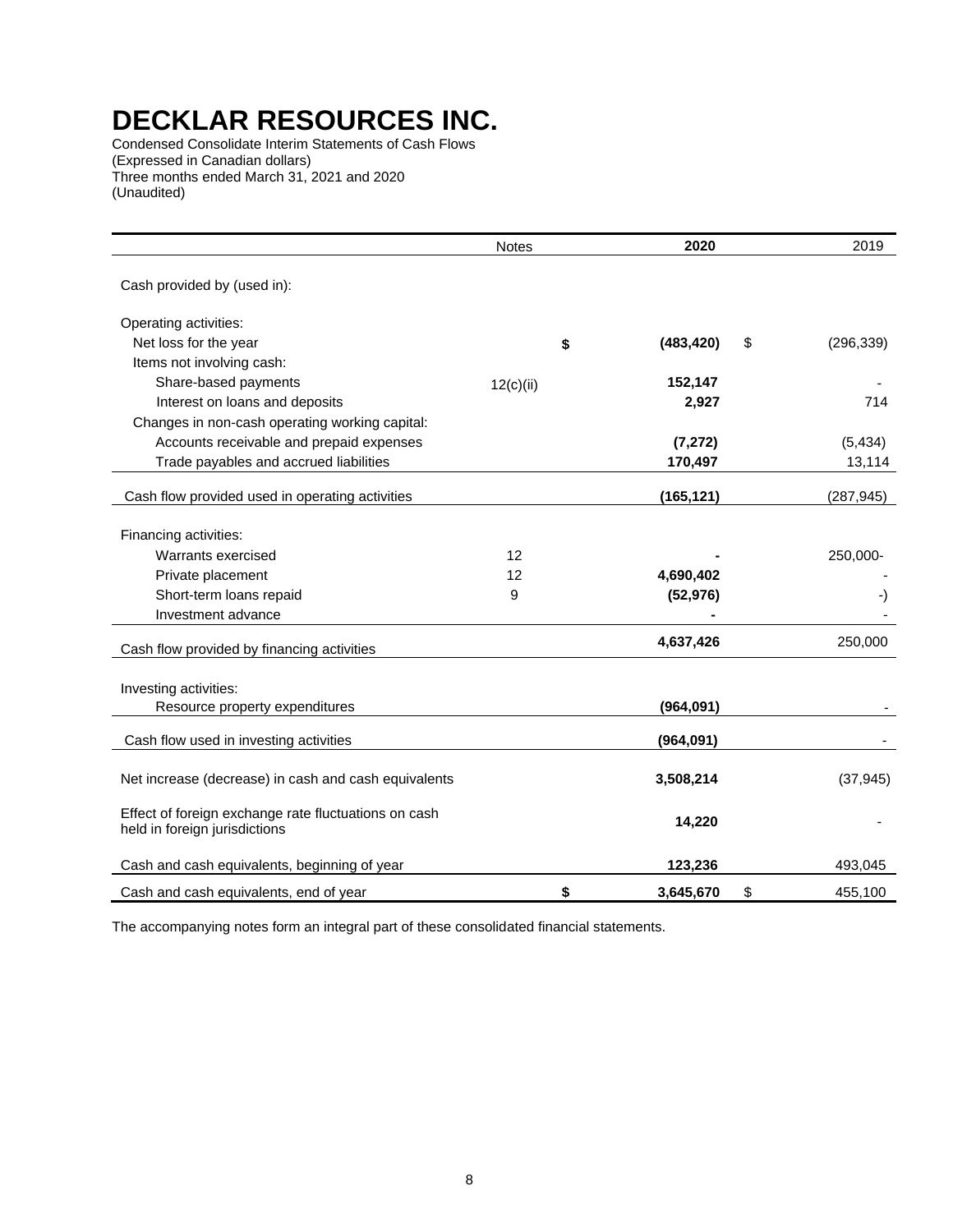# DECKLAR RESOURCES INC.

Condensed Consolidate Interim Statements of Cash Flows
(Expressed in Canadian dollars)
Three months ended March 31, 2021 and 2020
(Unaudited)

| | Notes | | 2020 | | 2019 |
|---|---|---|---|---|---|
| Cash provided by (used in): | | | | | |
| Operating activities: | | | | | |
| Net loss for the year | | **$** | **(483,420)** | $ | (296,339) |
| Items not involving cash: | | | | | |
| Share-based payments | 12(c)(ii) | | **152,147** | | - |
| Interest on loans and deposits | | | **2,927** | | 714 |
| Changes in non-cash operating working capital: | | | | | |
| Accounts receivable and prepaid expenses | | | **(7,272)** | | (5,434) |
| Trade payables and accrued liabilities | | | **170,497** | | 13,114 |
| Cash flow provided used in operating activities | | | **(165,121)** | | (287,945) |
| Financing activities: | | | | | |
| Warrants exercised | 12 | | **-** | | 250,000- |
| Private placement | 12 | | **4,690,402** | | - |
| Short-term loans repaid | 9 | | **(52,976)** | | -) |
| Investment advance | | | **-** | | - |
| Cash flow provided by financing activities | | | **4,637,426** | | 250,000 |
| Investing activities: | | | | | |
| Resource property expenditures | | | **(964,091)** | | - |
| Cash flow used in investing activities | | | **(964,091)** | | - |
| Net increase (decrease) in cash and cash equivalents | | | **3,508,214** | | (37,945) |
| Effect of foreign exchange rate fluctuations on cash held in foreign jurisdictions | | | **14,220** | | - |
| Cash and cash equivalents, beginning of year | | | **123,236** | | 493,045 |
| Cash and cash equivalents, end of year | | **$** | **3,645,670** | $ | 455,100 |

The accompanying notes form an integral part of these consolidated financial statements.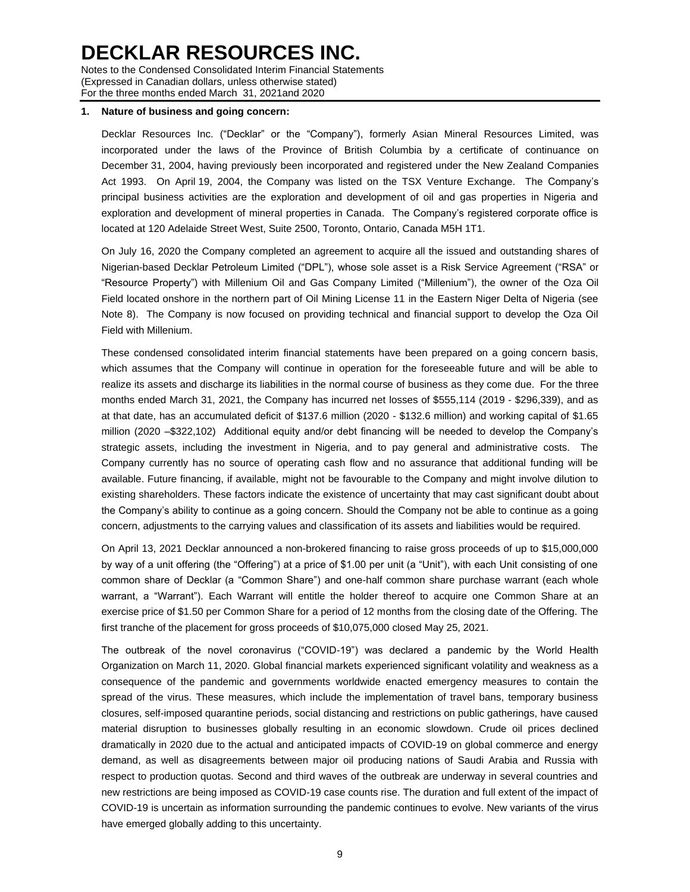# DECKLAR RESOURCES INC.

Notes to the Condensed Consolidated Interim Financial Statements
(Expressed in Canadian dollars, unless otherwise stated)
For the three months ended March 31, 2021and 2020

**1. Nature of business and going concern:**

Decklar Resources Inc. ("Decklar" or the "Company"), formerly Asian Mineral Resources Limited, was incorporated under the laws of the Province of British Columbia by a certificate of continuance on December 31, 2004, having previously been incorporated and registered under the New Zealand Companies Act 1993. On April 19, 2004, the Company was listed on the TSX Venture Exchange. The Company's principal business activities are the exploration and development of oil and gas properties in Nigeria and exploration and development of mineral properties in Canada. The Company's registered corporate office is located at 120 Adelaide Street West, Suite 2500, Toronto, Ontario, Canada M5H 1T1.

On July 16, 2020 the Company completed an agreement to acquire all the issued and outstanding shares of Nigerian-based Decklar Petroleum Limited ("DPL"), whose sole asset is a Risk Service Agreement ("RSA" or "Resource Property") with Millenium Oil and Gas Company Limited ("Millenium"), the owner of the Oza Oil Field located onshore in the northern part of Oil Mining License 11 in the Eastern Niger Delta of Nigeria (see Note 8). The Company is now focused on providing technical and financial support to develop the Oza Oil Field with Millenium.

These condensed consolidated interim financial statements have been prepared on a going concern basis, which assumes that the Company will continue in operation for the foreseeable future and will be able to realize its assets and discharge its liabilities in the normal course of business as they come due. For the three months ended March 31, 2021, the Company has incurred net losses of $555,114 (2019 - $296,339), and as at that date, has an accumulated deficit of $137.6 million (2020 - $132.6 million) and working capital of $1.65 million (2020 –$322,102) Additional equity and/or debt financing will be needed to develop the Company's strategic assets, including the investment in Nigeria, and to pay general and administrative costs. The Company currently has no source of operating cash flow and no assurance that additional funding will be available. Future financing, if available, might not be favourable to the Company and might involve dilution to existing shareholders. These factors indicate the existence of uncertainty that may cast significant doubt about the Company's ability to continue as a going concern. Should the Company not be able to continue as a going concern, adjustments to the carrying values and classification of its assets and liabilities would be required.

On April 13, 2021 Decklar announced a non-brokered financing to raise gross proceeds of up to $15,000,000 by way of a unit offering (the "Offering") at a price of $1.00 per unit (a "Unit"), with each Unit consisting of one common share of Decklar (a "Common Share") and one-half common share purchase warrant (each whole warrant, a "Warrant"). Each Warrant will entitle the holder thereof to acquire one Common Share at an exercise price of $1.50 per Common Share for a period of 12 months from the closing date of the Offering. The first tranche of the placement for gross proceeds of $10,075,000 closed May 25, 2021.

The outbreak of the novel coronavirus ("COVID-19") was declared a pandemic by the World Health Organization on March 11, 2020. Global financial markets experienced significant volatility and weakness as a consequence of the pandemic and governments worldwide enacted emergency measures to contain the spread of the virus. These measures, which include the implementation of travel bans, temporary business closures, self-imposed quarantine periods, social distancing and restrictions on public gatherings, have caused material disruption to businesses globally resulting in an economic slowdown. Crude oil prices declined dramatically in 2020 due to the actual and anticipated impacts of COVID-19 on global commerce and energy demand, as well as disagreements between major oil producing nations of Saudi Arabia and Russia with respect to production quotas. Second and third waves of the outbreak are underway in several countries and new restrictions are being imposed as COVID-19 case counts rise. The duration and full extent of the impact of COVID-19 is uncertain as information surrounding the pandemic continues to evolve. New variants of the virus have emerged globally adding to this uncertainty.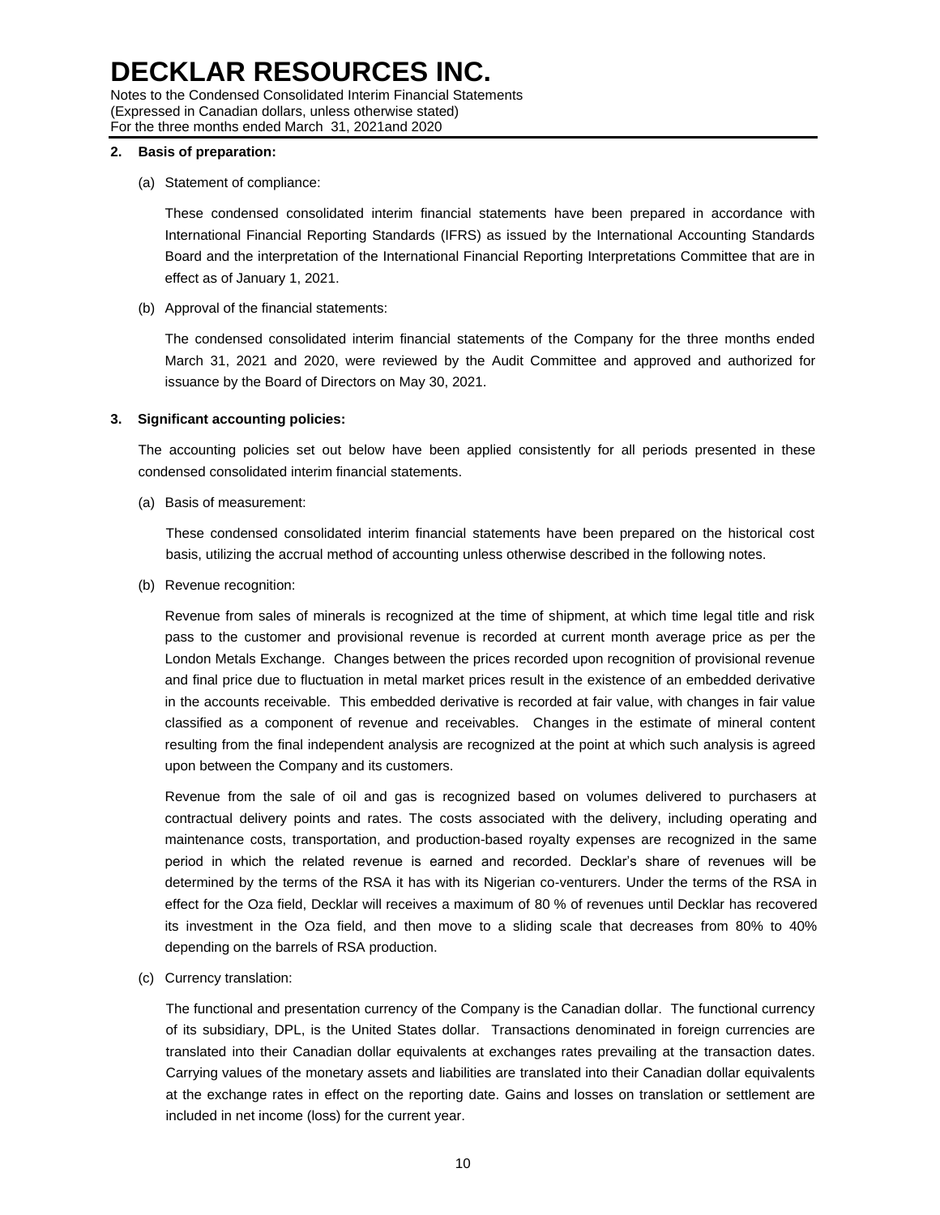**2. Basis of preparation:**

(a) Statement of compliance:

These condensed consolidated interim financial statements have been prepared in accordance with International Financial Reporting Standards (IFRS) as issued by the International Accounting Standards Board and the interpretation of the International Financial Reporting Interpretations Committee that are in effect as of January 1, 2021.

(b) Approval of the financial statements:

The condensed consolidated interim financial statements of the Company for the three months ended March 31, 2021 and 2020, were reviewed by the Audit Committee and approved and authorized for issuance by the Board of Directors on May 30, 2021.

**3. Significant accounting policies:**

The accounting policies set out below have been applied consistently for all periods presented in these condensed consolidated interim financial statements.

(a) Basis of measurement:

These condensed consolidated interim financial statements have been prepared on the historical cost basis, utilizing the accrual method of accounting unless otherwise described in the following notes.

(b) Revenue recognition:

Revenue from sales of minerals is recognized at the time of shipment, at which time legal title and risk pass to the customer and provisional revenue is recorded at current month average price as per the London Metals Exchange. Changes between the prices recorded upon recognition of provisional revenue and final price due to fluctuation in metal market prices result in the existence of an embedded derivative in the accounts receivable. This embedded derivative is recorded at fair value, with changes in fair value classified as a component of revenue and receivables. Changes in the estimate of mineral content resulting from the final independent analysis are recognized at the point at which such analysis is agreed upon between the Company and its customers.

Revenue from the sale of oil and gas is recognized based on volumes delivered to purchasers at contractual delivery points and rates. The costs associated with the delivery, including operating and maintenance costs, transportation, and production-based royalty expenses are recognized in the same period in which the related revenue is earned and recorded. Decklar's share of revenues will be determined by the terms of the RSA it has with its Nigerian co-venturers. Under the terms of the RSA in effect for the Oza field, Decklar will receives a maximum of 80 % of revenues until Decklar has recovered its investment in the Oza field, and then move to a sliding scale that decreases from 80% to 40% depending on the barrels of RSA production.

(c) Currency translation:

The functional and presentation currency of the Company is the Canadian dollar. The functional currency of its subsidiary, DPL, is the United States dollar. Transactions denominated in foreign currencies are translated into their Canadian dollar equivalents at exchanges rates prevailing at the transaction dates. Carrying values of the monetary assets and liabilities are translated into their Canadian dollar equivalents at the exchange rates in effect on the reporting date. Gains and losses on translation or settlement are included in net income (loss) for the current year.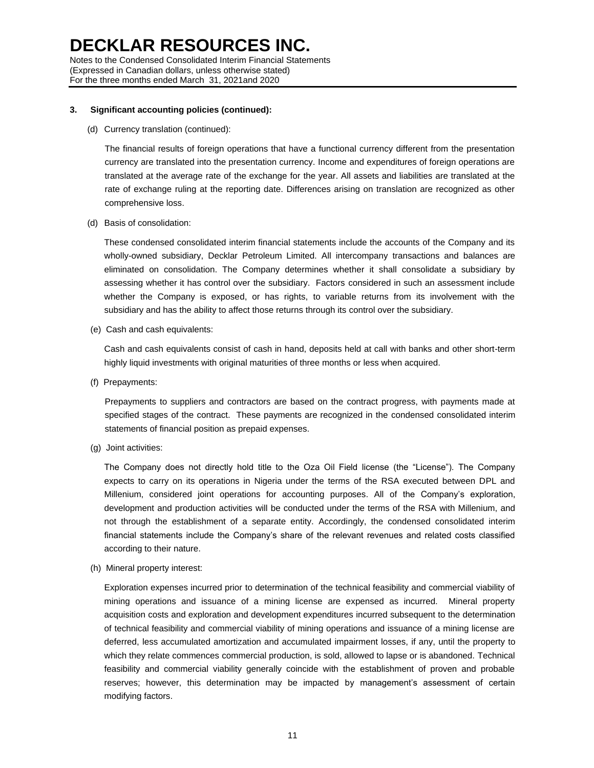### 3. Significant accounting policies (continued):

(d) Currency translation (continued):

The financial results of foreign operations that have a functional currency different from the presentation currency are translated into the presentation currency. Income and expenditures of foreign operations are translated at the average rate of the exchange for the year. All assets and liabilities are translated at the rate of exchange ruling at the reporting date. Differences arising on translation are recognized as other comprehensive loss.

(d) Basis of consolidation:

These condensed consolidated interim financial statements include the accounts of the Company and its wholly-owned subsidiary, Decklar Petroleum Limited. All intercompany transactions and balances are eliminated on consolidation. The Company determines whether it shall consolidate a subsidiary by assessing whether it has control over the subsidiary. Factors considered in such an assessment include whether the Company is exposed, or has rights, to variable returns from its involvement with the subsidiary and has the ability to affect those returns through its control over the subsidiary.

(e) Cash and cash equivalents:

Cash and cash equivalents consist of cash in hand, deposits held at call with banks and other short-term highly liquid investments with original maturities of three months or less when acquired.

(f) Prepayments:

Prepayments to suppliers and contractors are based on the contract progress, with payments made at specified stages of the contract. These payments are recognized in the condensed consolidated interim statements of financial position as prepaid expenses.

(g) Joint activities:

The Company does not directly hold title to the Oza Oil Field license (the "License"). The Company expects to carry on its operations in Nigeria under the terms of the RSA executed between DPL and Millenium, considered joint operations for accounting purposes. All of the Company's exploration, development and production activities will be conducted under the terms of the RSA with Millenium, and not through the establishment of a separate entity. Accordingly, the condensed consolidated interim financial statements include the Company's share of the relevant revenues and related costs classified according to their nature.

(h) Mineral property interest:

Exploration expenses incurred prior to determination of the technical feasibility and commercial viability of mining operations and issuance of a mining license are expensed as incurred. Mineral property acquisition costs and exploration and development expenditures incurred subsequent to the determination of technical feasibility and commercial viability of mining operations and issuance of a mining license are deferred, less accumulated amortization and accumulated impairment losses, if any, until the property to which they relate commences commercial production, is sold, allowed to lapse or is abandoned. Technical feasibility and commercial viability generally coincide with the establishment of proven and probable reserves; however, this determination may be impacted by management's assessment of certain modifying factors.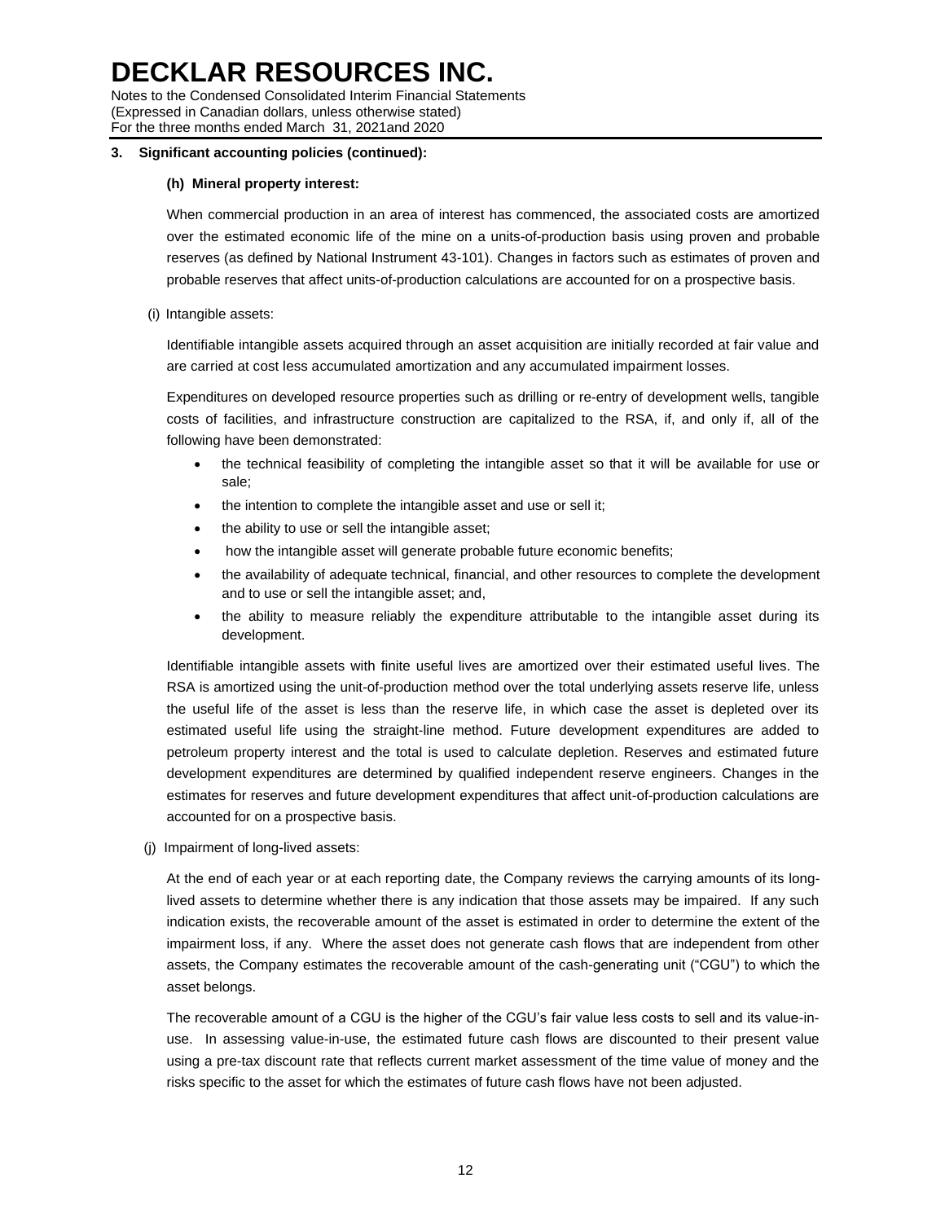**3. Significant accounting policies (continued):**

**(h) Mineral property interest:**

When commercial production in an area of interest has commenced, the associated costs are amortized over the estimated economic life of the mine on a units-of-production basis using proven and probable reserves (as defined by National Instrument 43-101). Changes in factors such as estimates of proven and probable reserves that affect units-of-production calculations are accounted for on a prospective basis.

(i) Intangible assets:

Identifiable intangible assets acquired through an asset acquisition are initially recorded at fair value and are carried at cost less accumulated amortization and any accumulated impairment losses.

Expenditures on developed resource properties such as drilling or re-entry of development wells, tangible costs of facilities, and infrastructure construction are capitalized to the RSA, if, and only if, all of the following have been demonstrated:

- the technical feasibility of completing the intangible asset so that it will be available for use or sale;
- the intention to complete the intangible asset and use or sell it;
- the ability to use or sell the intangible asset;
- how the intangible asset will generate probable future economic benefits;
- the availability of adequate technical, financial, and other resources to complete the development and to use or sell the intangible asset; and,
- the ability to measure reliably the expenditure attributable to the intangible asset during its development.

Identifiable intangible assets with finite useful lives are amortized over their estimated useful lives. The RSA is amortized using the unit-of-production method over the total underlying assets reserve life, unless the useful life of the asset is less than the reserve life, in which case the asset is depleted over its estimated useful life using the straight-line method. Future development expenditures are added to petroleum property interest and the total is used to calculate depletion. Reserves and estimated future development expenditures are determined by qualified independent reserve engineers. Changes in the estimates for reserves and future development expenditures that affect unit-of-production calculations are accounted for on a prospective basis.

(j) Impairment of long-lived assets:

At the end of each year or at each reporting date, the Company reviews the carrying amounts of its long-lived assets to determine whether there is any indication that those assets may be impaired. If any such indication exists, the recoverable amount of the asset is estimated in order to determine the extent of the impairment loss, if any. Where the asset does not generate cash flows that are independent from other assets, the Company estimates the recoverable amount of the cash-generating unit ("CGU") to which the asset belongs.

The recoverable amount of a CGU is the higher of the CGU's fair value less costs to sell and its value-in-use. In assessing value-in-use, the estimated future cash flows are discounted to their present value using a pre-tax discount rate that reflects current market assessment of the time value of money and the risks specific to the asset for which the estimates of future cash flows have not been adjusted.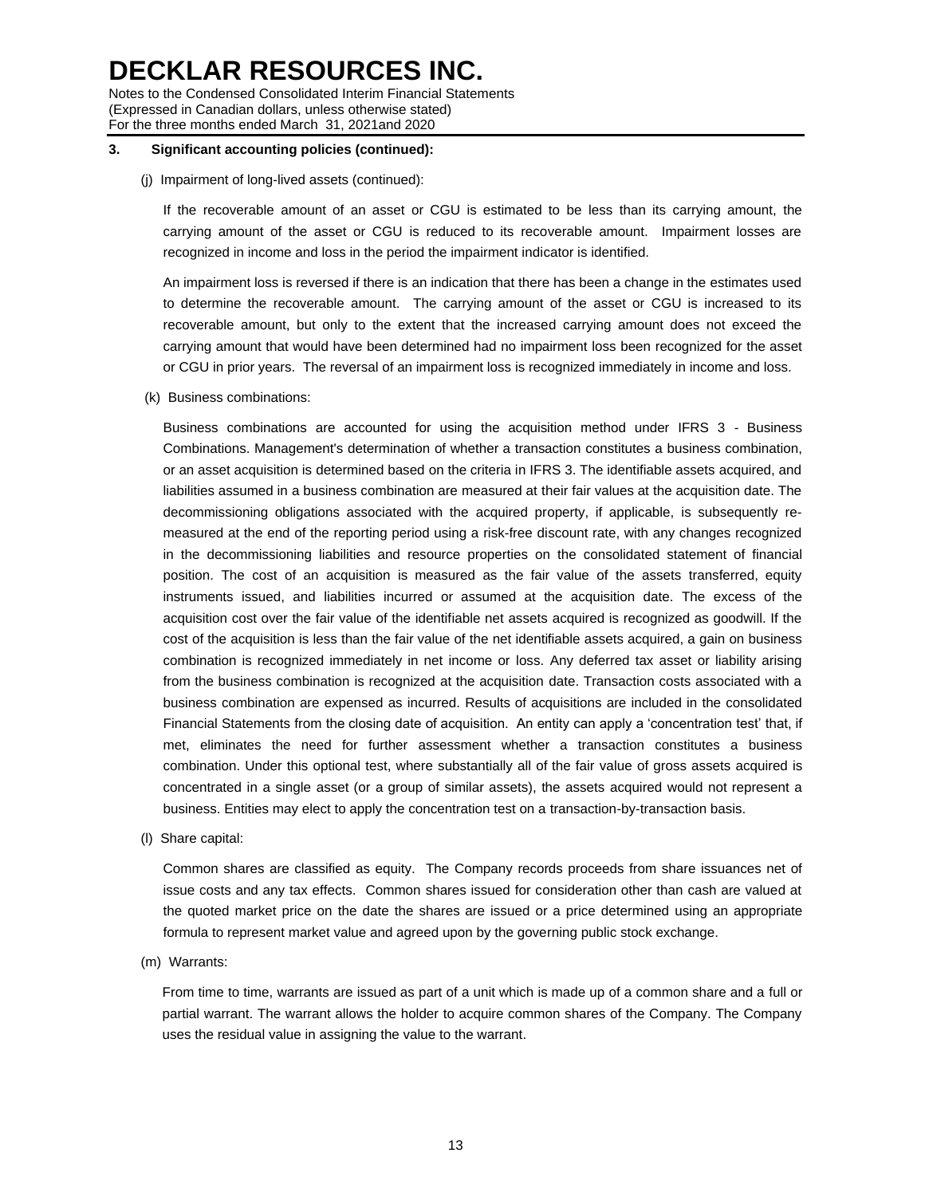### 3. Significant accounting policies (continued):

(j) Impairment of long-lived assets (continued):

If the recoverable amount of an asset or CGU is estimated to be less than its carrying amount, the carrying amount of the asset or CGU is reduced to its recoverable amount. Impairment losses are recognized in income and loss in the period the impairment indicator is identified.

An impairment loss is reversed if there is an indication that there has been a change in the estimates used to determine the recoverable amount. The carrying amount of the asset or CGU is increased to its recoverable amount, but only to the extent that the increased carrying amount does not exceed the carrying amount that would have been determined had no impairment loss been recognized for the asset or CGU in prior years. The reversal of an impairment loss is recognized immediately in income and loss.

(k) Business combinations:

Business combinations are accounted for using the acquisition method under IFRS 3 - Business Combinations. Management's determination of whether a transaction constitutes a business combination, or an asset acquisition is determined based on the criteria in IFRS 3. The identifiable assets acquired, and liabilities assumed in a business combination are measured at their fair values at the acquisition date. The decommissioning obligations associated with the acquired property, if applicable, is subsequently re-measured at the end of the reporting period using a risk-free discount rate, with any changes recognized in the decommissioning liabilities and resource properties on the consolidated statement of financial position. The cost of an acquisition is measured as the fair value of the assets transferred, equity instruments issued, and liabilities incurred or assumed at the acquisition date. The excess of the acquisition cost over the fair value of the identifiable net assets acquired is recognized as goodwill. If the cost of the acquisition is less than the fair value of the net identifiable assets acquired, a gain on business combination is recognized immediately in net income or loss. Any deferred tax asset or liability arising from the business combination is recognized at the acquisition date. Transaction costs associated with a business combination are expensed as incurred. Results of acquisitions are included in the consolidated Financial Statements from the closing date of acquisition. An entity can apply a 'concentration test' that, if met, eliminates the need for further assessment whether a transaction constitutes a business combination. Under this optional test, where substantially all of the fair value of gross assets acquired is concentrated in a single asset (or a group of similar assets), the assets acquired would not represent a business. Entities may elect to apply the concentration test on a transaction-by-transaction basis.

(l) Share capital:

Common shares are classified as equity. The Company records proceeds from share issuances net of issue costs and any tax effects. Common shares issued for consideration other than cash are valued at the quoted market price on the date the shares are issued or a price determined using an appropriate formula to represent market value and agreed upon by the governing public stock exchange.

(m) Warrants:

From time to time, warrants are issued as part of a unit which is made up of a common share and a full or partial warrant. The warrant allows the holder to acquire common shares of the Company. The Company uses the residual value in assigning the value to the warrant.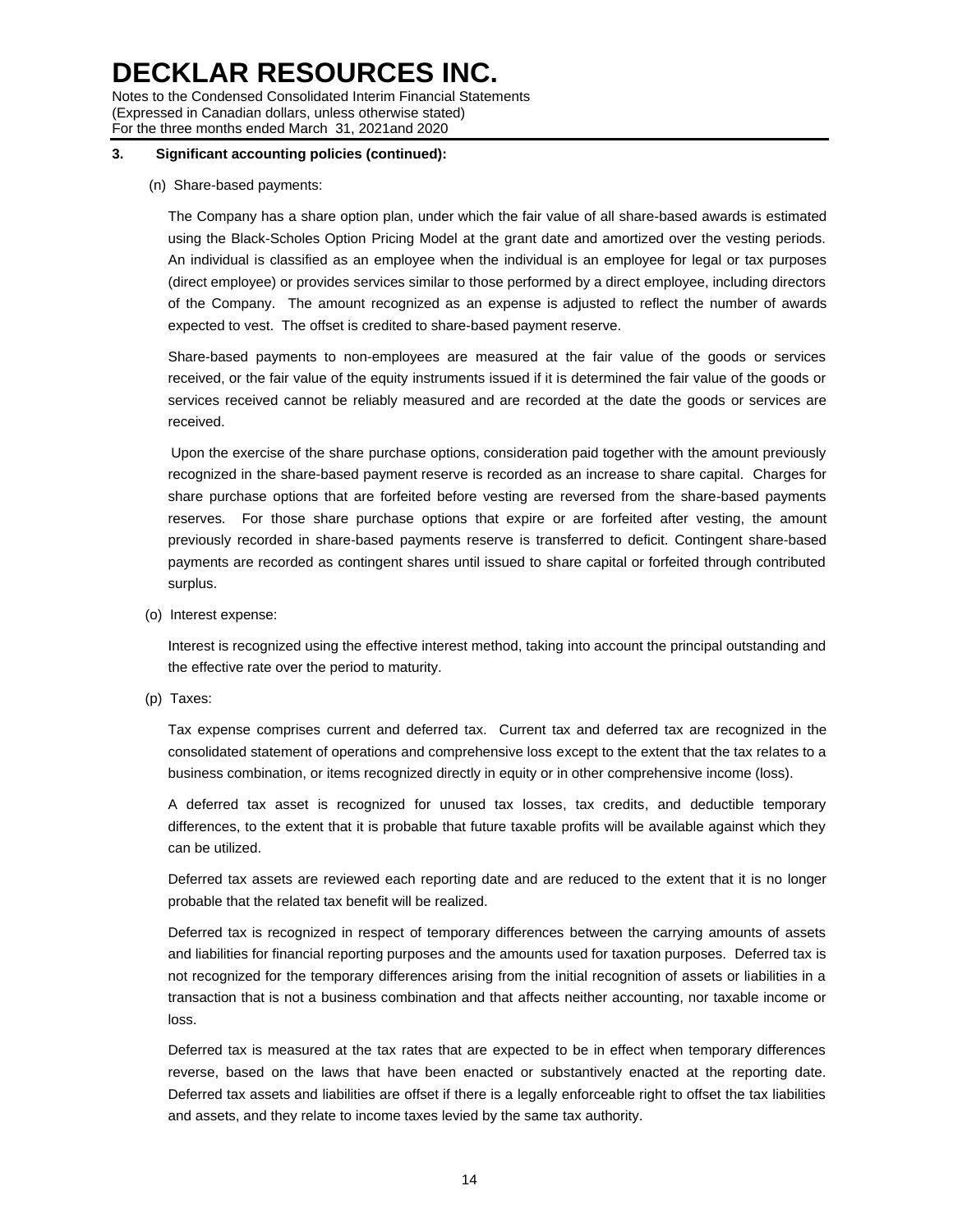### 3. Significant accounting policies (continued):

(n) Share-based payments:

The Company has a share option plan, under which the fair value of all share-based awards is estimated using the Black-Scholes Option Pricing Model at the grant date and amortized over the vesting periods. An individual is classified as an employee when the individual is an employee for legal or tax purposes (direct employee) or provides services similar to those performed by a direct employee, including directors of the Company. The amount recognized as an expense is adjusted to reflect the number of awards expected to vest. The offset is credited to share-based payment reserve.

Share-based payments to non-employees are measured at the fair value of the goods or services received, or the fair value of the equity instruments issued if it is determined the fair value of the goods or services received cannot be reliably measured and are recorded at the date the goods or services are received.

Upon the exercise of the share purchase options, consideration paid together with the amount previously recognized in the share-based payment reserve is recorded as an increase to share capital. Charges for share purchase options that are forfeited before vesting are reversed from the share-based payments reserves. For those share purchase options that expire or are forfeited after vesting, the amount previously recorded in share-based payments reserve is transferred to deficit. Contingent share-based payments are recorded as contingent shares until issued to share capital or forfeited through contributed surplus.

(o) Interest expense:

Interest is recognized using the effective interest method, taking into account the principal outstanding and the effective rate over the period to maturity.

(p) Taxes:

Tax expense comprises current and deferred tax. Current tax and deferred tax are recognized in the consolidated statement of operations and comprehensive loss except to the extent that the tax relates to a business combination, or items recognized directly in equity or in other comprehensive income (loss).

A deferred tax asset is recognized for unused tax losses, tax credits, and deductible temporary differences, to the extent that it is probable that future taxable profits will be available against which they can be utilized.

Deferred tax assets are reviewed each reporting date and are reduced to the extent that it is no longer probable that the related tax benefit will be realized.

Deferred tax is recognized in respect of temporary differences between the carrying amounts of assets and liabilities for financial reporting purposes and the amounts used for taxation purposes. Deferred tax is not recognized for the temporary differences arising from the initial recognition of assets or liabilities in a transaction that is not a business combination and that affects neither accounting, nor taxable income or loss.

Deferred tax is measured at the tax rates that are expected to be in effect when temporary differences reverse, based on the laws that have been enacted or substantively enacted at the reporting date. Deferred tax assets and liabilities are offset if there is a legally enforceable right to offset the tax liabilities and assets, and they relate to income taxes levied by the same tax authority.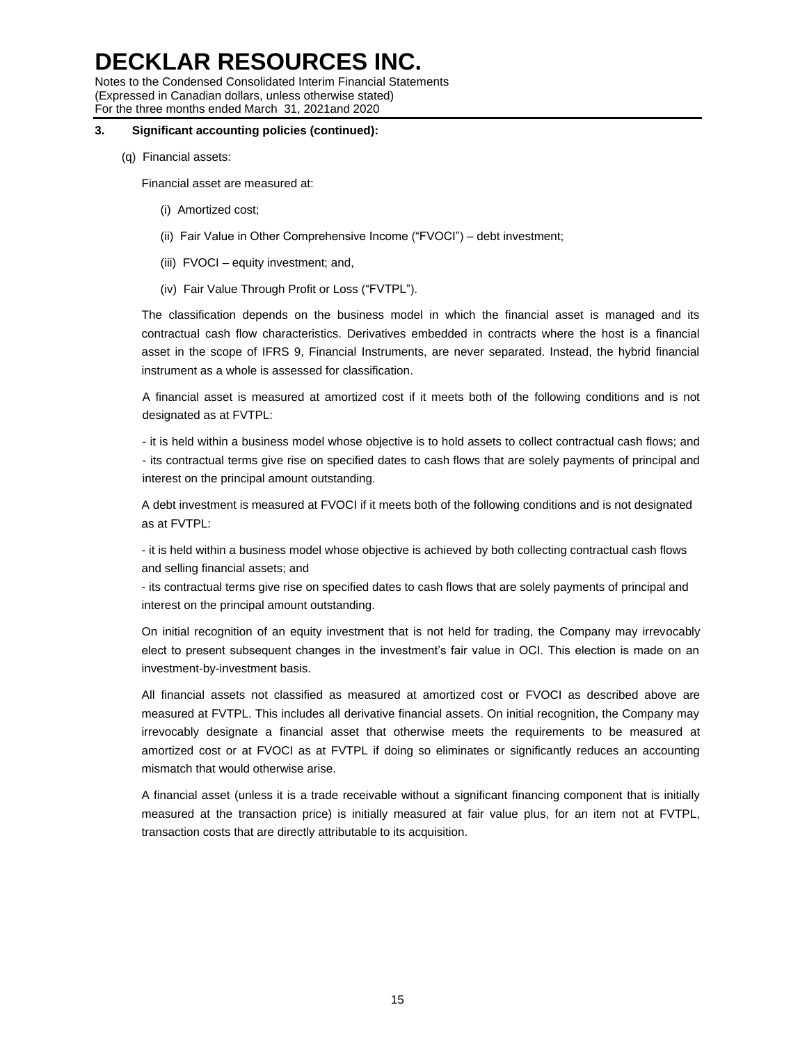### 3. Significant accounting policies (continued):

(q) Financial assets:

Financial asset are measured at:

(i) Amortized cost;

(ii) Fair Value in Other Comprehensive Income ("FVOCI") – debt investment;

(iii) FVOCI – equity investment; and,

(iv) Fair Value Through Profit or Loss ("FVTPL").

The classification depends on the business model in which the financial asset is managed and its contractual cash flow characteristics. Derivatives embedded in contracts where the host is a financial asset in the scope of IFRS 9, Financial Instruments, are never separated. Instead, the hybrid financial instrument as a whole is assessed for classification.

A financial asset is measured at amortized cost if it meets both of the following conditions and is not designated as at FVTPL:

- it is held within a business model whose objective is to hold assets to collect contractual cash flows; and
- its contractual terms give rise on specified dates to cash flows that are solely payments of principal and interest on the principal amount outstanding.

A debt investment is measured at FVOCI if it meets both of the following conditions and is not designated as at FVTPL:

- it is held within a business model whose objective is achieved by both collecting contractual cash flows and selling financial assets; and
- its contractual terms give rise on specified dates to cash flows that are solely payments of principal and interest on the principal amount outstanding.

On initial recognition of an equity investment that is not held for trading, the Company may irrevocably elect to present subsequent changes in the investment's fair value in OCI. This election is made on an investment-by-investment basis.

All financial assets not classified as measured at amortized cost or FVOCI as described above are measured at FVTPL. This includes all derivative financial assets. On initial recognition, the Company may irrevocably designate a financial asset that otherwise meets the requirements to be measured at amortized cost or at FVOCI as at FVTPL if doing so eliminates or significantly reduces an accounting mismatch that would otherwise arise.

A financial asset (unless it is a trade receivable without a significant financing component that is initially measured at the transaction price) is initially measured at fair value plus, for an item not at FVTPL, transaction costs that are directly attributable to its acquisition.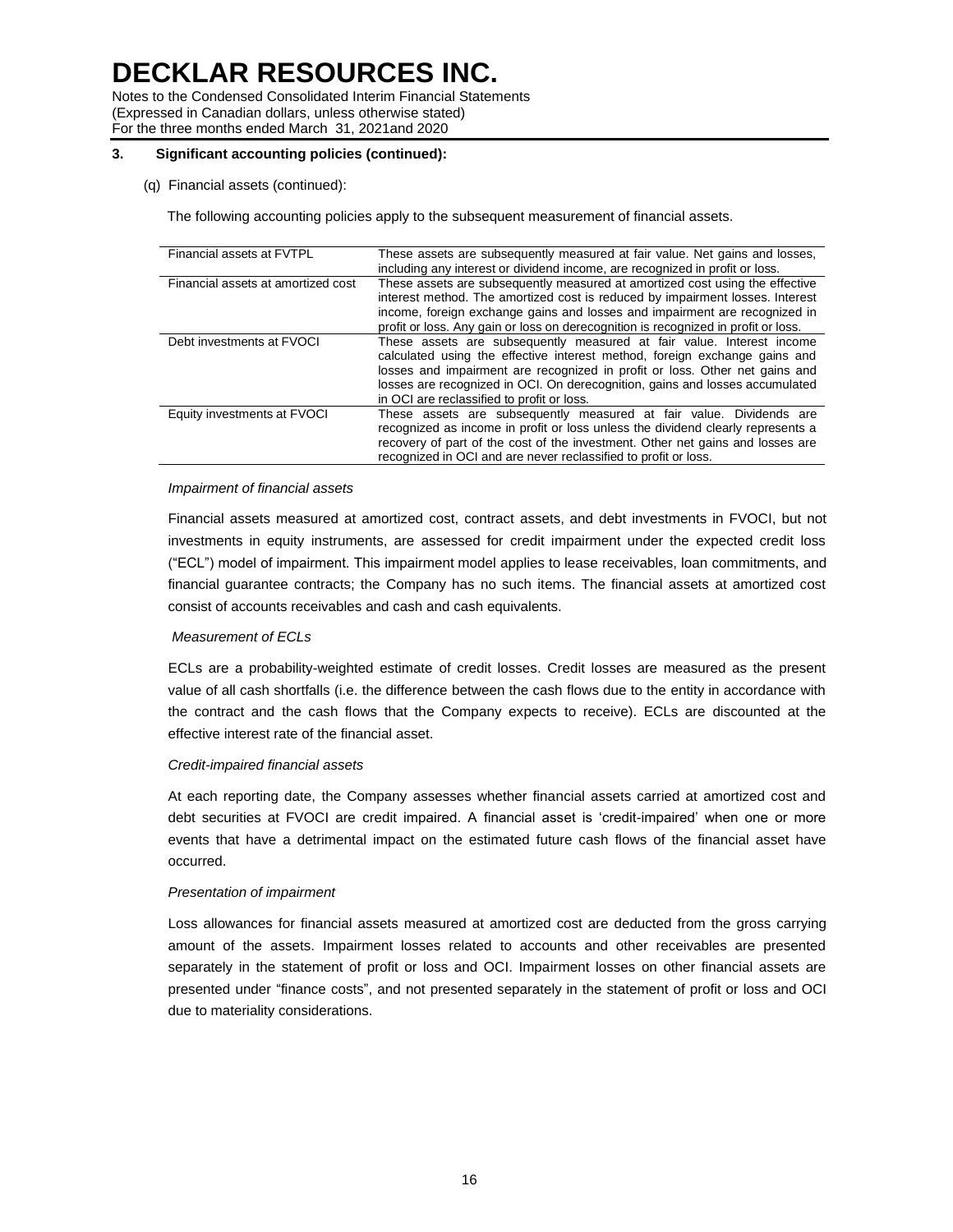### 3. Significant accounting policies (continued):

(q) Financial assets (continued):

The following accounting policies apply to the subsequent measurement of financial assets.

| | |
|---|---|
| Financial assets at FVTPL | These assets are subsequently measured at fair value. Net gains and losses, including any interest or dividend income, are recognized in profit or loss. |
| Financial assets at amortized cost | These assets are subsequently measured at amortized cost using the effective interest method. The amortized cost is reduced by impairment losses. Interest income, foreign exchange gains and losses and impairment are recognized in profit or loss. Any gain or loss on derecognition is recognized in profit or loss. |
| Debt investments at FVOCI | These assets are subsequently measured at fair value. Interest income calculated using the effective interest method, foreign exchange gains and losses and impairment are recognized in profit or loss. Other net gains and losses are recognized in OCI. On derecognition, gains and losses accumulated in OCI are reclassified to profit or loss. |
| Equity investments at FVOCI | These assets are subsequently measured at fair value. Dividends are recognized as income in profit or loss unless the dividend clearly represents a recovery of part of the cost of the investment. Other net gains and losses are recognized in OCI and are never reclassified to profit or loss. |

*Impairment of financial assets*

Financial assets measured at amortized cost, contract assets, and debt investments in FVOCI, but not investments in equity instruments, are assessed for credit impairment under the expected credit loss ("ECL") model of impairment. This impairment model applies to lease receivables, loan commitments, and financial guarantee contracts; the Company has no such items. The financial assets at amortized cost consist of accounts receivables and cash and cash equivalents.

*Measurement of ECLs*

ECLs are a probability-weighted estimate of credit losses. Credit losses are measured as the present value of all cash shortfalls (i.e. the difference between the cash flows due to the entity in accordance with the contract and the cash flows that the Company expects to receive). ECLs are discounted at the effective interest rate of the financial asset.

*Credit-impaired financial assets*

At each reporting date, the Company assesses whether financial assets carried at amortized cost and debt securities at FVOCI are credit impaired. A financial asset is 'credit-impaired' when one or more events that have a detrimental impact on the estimated future cash flows of the financial asset have occurred.

*Presentation of impairment*

Loss allowances for financial assets measured at amortized cost are deducted from the gross carrying amount of the assets. Impairment losses related to accounts and other receivables are presented separately in the statement of profit or loss and OCI. Impairment losses on other financial assets are presented under "finance costs", and not presented separately in the statement of profit or loss and OCI due to materiality considerations.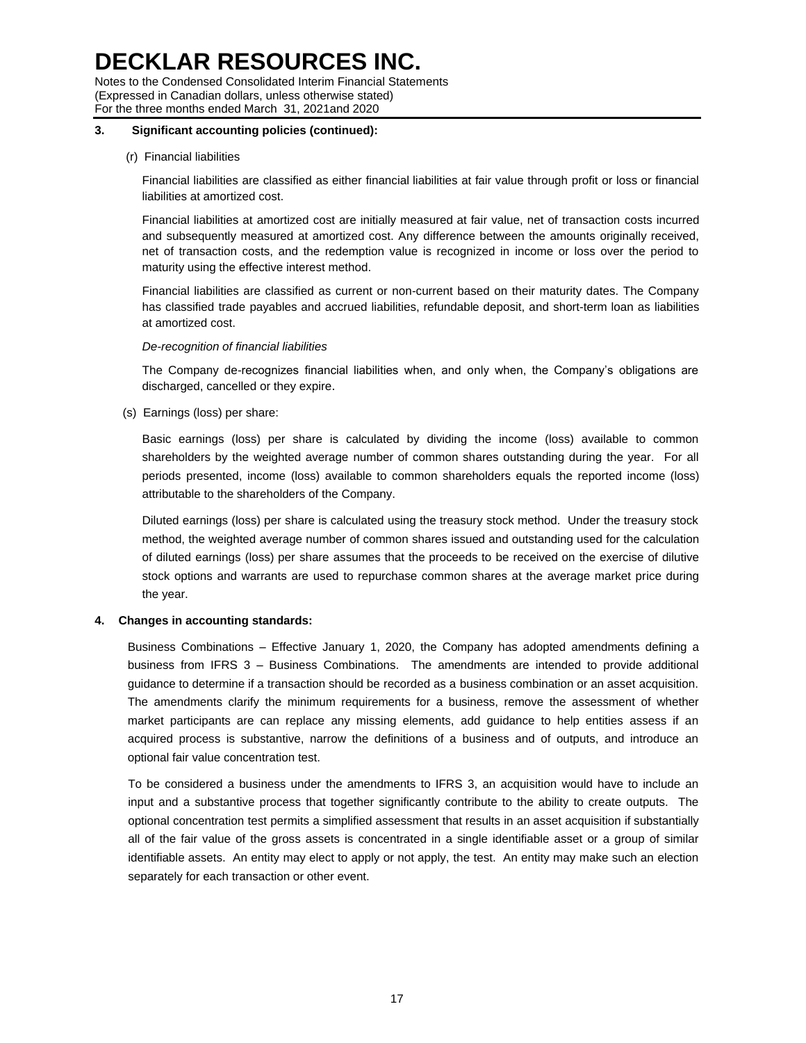### 3. Significant accounting policies (continued):

(r) Financial liabilities

Financial liabilities are classified as either financial liabilities at fair value through profit or loss or financial liabilities at amortized cost.

Financial liabilities at amortized cost are initially measured at fair value, net of transaction costs incurred and subsequently measured at amortized cost. Any difference between the amounts originally received, net of transaction costs, and the redemption value is recognized in income or loss over the period to maturity using the effective interest method.

Financial liabilities are classified as current or non-current based on their maturity dates. The Company has classified trade payables and accrued liabilities, refundable deposit, and short-term loan as liabilities at amortized cost.

*De-recognition of financial liabilities*

The Company de-recognizes financial liabilities when, and only when, the Company's obligations are discharged, cancelled or they expire.

(s) Earnings (loss) per share:

Basic earnings (loss) per share is calculated by dividing the income (loss) available to common shareholders by the weighted average number of common shares outstanding during the year. For all periods presented, income (loss) available to common shareholders equals the reported income (loss) attributable to the shareholders of the Company.

Diluted earnings (loss) per share is calculated using the treasury stock method. Under the treasury stock method, the weighted average number of common shares issued and outstanding used for the calculation of diluted earnings (loss) per share assumes that the proceeds to be received on the exercise of dilutive stock options and warrants are used to repurchase common shares at the average market price during the year.

### 4. Changes in accounting standards:

Business Combinations – Effective January 1, 2020, the Company has adopted amendments defining a business from IFRS 3 – Business Combinations. The amendments are intended to provide additional guidance to determine if a transaction should be recorded as a business combination or an asset acquisition. The amendments clarify the minimum requirements for a business, remove the assessment of whether market participants are can replace any missing elements, add guidance to help entities assess if an acquired process is substantive, narrow the definitions of a business and of outputs, and introduce an optional fair value concentration test.

To be considered a business under the amendments to IFRS 3, an acquisition would have to include an input and a substantive process that together significantly contribute to the ability to create outputs. The optional concentration test permits a simplified assessment that results in an asset acquisition if substantially all of the fair value of the gross assets is concentrated in a single identifiable asset or a group of similar identifiable assets. An entity may elect to apply or not apply, the test. An entity may make such an election separately for each transaction or other event.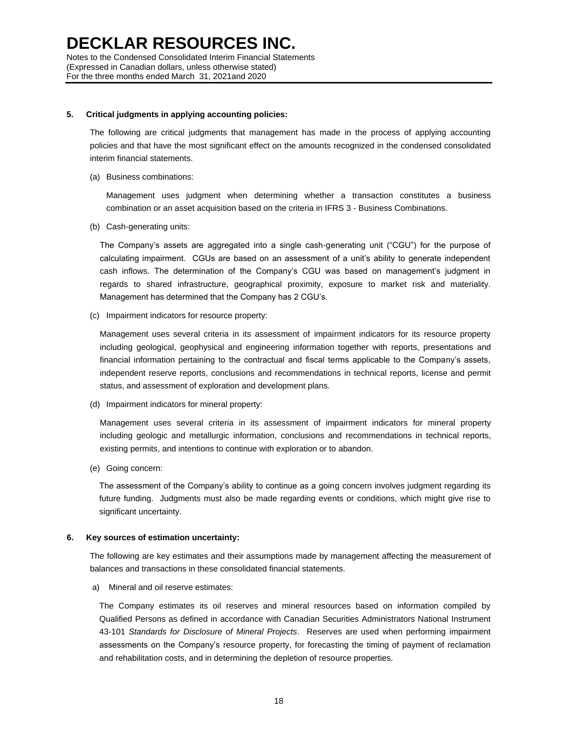### 5. Critical judgments in applying accounting policies:

The following are critical judgments that management has made in the process of applying accounting policies and that have the most significant effect on the amounts recognized in the condensed consolidated interim financial statements.

(a) Business combinations:

Management uses judgment when determining whether a transaction constitutes a business combination or an asset acquisition based on the criteria in IFRS 3 - Business Combinations.

(b) Cash-generating units:

The Company's assets are aggregated into a single cash-generating unit ("CGU") for the purpose of calculating impairment. CGUs are based on an assessment of a unit's ability to generate independent cash inflows. The determination of the Company's CGU was based on management's judgment in regards to shared infrastructure, geographical proximity, exposure to market risk and materiality. Management has determined that the Company has 2 CGU's.

(c) Impairment indicators for resource property:

Management uses several criteria in its assessment of impairment indicators for its resource property including geological, geophysical and engineering information together with reports, presentations and financial information pertaining to the contractual and fiscal terms applicable to the Company's assets, independent reserve reports, conclusions and recommendations in technical reports, license and permit status, and assessment of exploration and development plans.

(d) Impairment indicators for mineral property:

Management uses several criteria in its assessment of impairment indicators for mineral property including geologic and metallurgic information, conclusions and recommendations in technical reports, existing permits, and intentions to continue with exploration or to abandon.

(e) Going concern:

The assessment of the Company's ability to continue as a going concern involves judgment regarding its future funding. Judgments must also be made regarding events or conditions, which might give rise to significant uncertainty.

### 6. Key sources of estimation uncertainty:

The following are key estimates and their assumptions made by management affecting the measurement of balances and transactions in these consolidated financial statements.

a) Mineral and oil reserve estimates:

The Company estimates its oil reserves and mineral resources based on information compiled by Qualified Persons as defined in accordance with Canadian Securities Administrators National Instrument 43-101 *Standards for Disclosure of Mineral Projects*. Reserves are used when performing impairment assessments on the Company's resource property, for forecasting the timing of payment of reclamation and rehabilitation costs, and in determining the depletion of resource properties.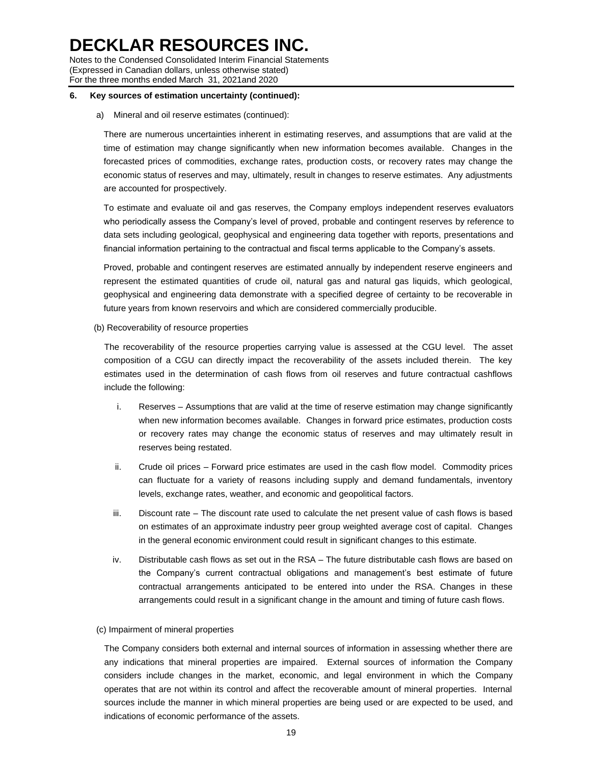**6. Key sources of estimation uncertainty (continued):**

a) Mineral and oil reserve estimates (continued):

There are numerous uncertainties inherent in estimating reserves, and assumptions that are valid at the time of estimation may change significantly when new information becomes available. Changes in the forecasted prices of commodities, exchange rates, production costs, or recovery rates may change the economic status of reserves and may, ultimately, result in changes to reserve estimates. Any adjustments are accounted for prospectively.

To estimate and evaluate oil and gas reserves, the Company employs independent reserves evaluators who periodically assess the Company's level of proved, probable and contingent reserves by reference to data sets including geological, geophysical and engineering data together with reports, presentations and financial information pertaining to the contractual and fiscal terms applicable to the Company's assets.

Proved, probable and contingent reserves are estimated annually by independent reserve engineers and represent the estimated quantities of crude oil, natural gas and natural gas liquids, which geological, geophysical and engineering data demonstrate with a specified degree of certainty to be recoverable in future years from known reservoirs and which are considered commercially producible.

(b) Recoverability of resource properties

The recoverability of the resource properties carrying value is assessed at the CGU level. The asset composition of a CGU can directly impact the recoverability of the assets included therein. The key estimates used in the determination of cash flows from oil reserves and future contractual cashflows include the following:

i. Reserves – Assumptions that are valid at the time of reserve estimation may change significantly when new information becomes available. Changes in forward price estimates, production costs or recovery rates may change the economic status of reserves and may ultimately result in reserves being restated.

ii. Crude oil prices – Forward price estimates are used in the cash flow model. Commodity prices can fluctuate for a variety of reasons including supply and demand fundamentals, inventory levels, exchange rates, weather, and economic and geopolitical factors.

iii. Discount rate – The discount rate used to calculate the net present value of cash flows is based on estimates of an approximate industry peer group weighted average cost of capital. Changes in the general economic environment could result in significant changes to this estimate.

iv. Distributable cash flows as set out in the RSA – The future distributable cash flows are based on the Company's current contractual obligations and management's best estimate of future contractual arrangements anticipated to be entered into under the RSA. Changes in these arrangements could result in a significant change in the amount and timing of future cash flows.

(c) Impairment of mineral properties

The Company considers both external and internal sources of information in assessing whether there are any indications that mineral properties are impaired. External sources of information the Company considers include changes in the market, economic, and legal environment in which the Company operates that are not within its control and affect the recoverable amount of mineral properties. Internal sources include the manner in which mineral properties are being used or are expected to be used, and indications of economic performance of the assets.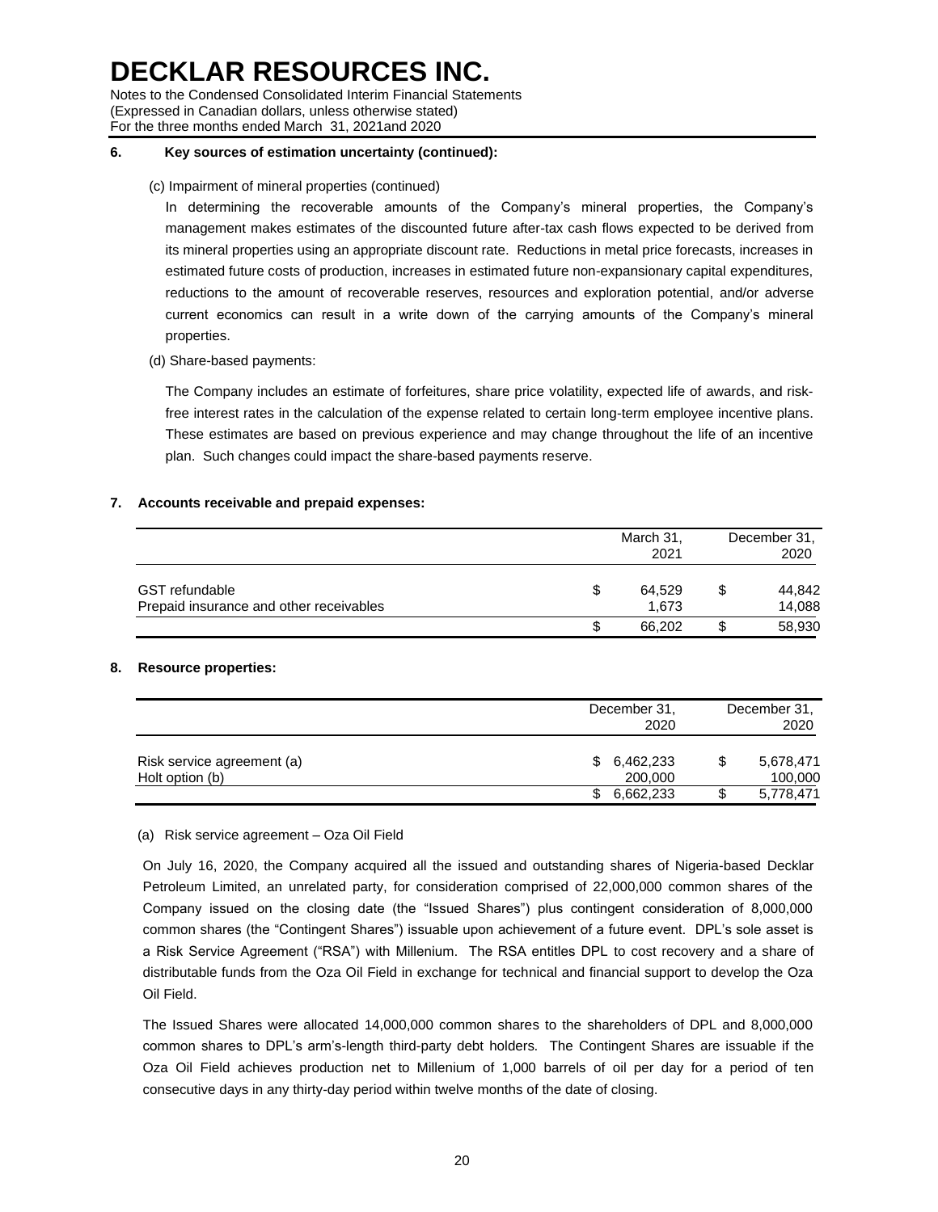**6. Key sources of estimation uncertainty (continued):**

(c) Impairment of mineral properties (continued)

In determining the recoverable amounts of the Company's mineral properties, the Company's management makes estimates of the discounted future after-tax cash flows expected to be derived from its mineral properties using an appropriate discount rate. Reductions in metal price forecasts, increases in estimated future costs of production, increases in estimated future non-expansionary capital expenditures, reductions to the amount of recoverable reserves, resources and exploration potential, and/or adverse current economics can result in a write down of the carrying amounts of the Company's mineral properties.

(d) Share-based payments:

The Company includes an estimate of forfeitures, share price volatility, expected life of awards, and risk-free interest rates in the calculation of the expense related to certain long-term employee incentive plans. These estimates are based on previous experience and may change throughout the life of an incentive plan. Such changes could impact the share-based payments reserve.

**7. Accounts receivable and prepaid expenses:**

| | March 31, 2021 | December 31, 2020 |
|---|---|---|
| GST refundable | $ 64,529 | $ 44,842 |
| Prepaid insurance and other receivables | 1,673 | 14,088 |
| | $ 66,202 | $ 58,930 |

**8. Resource properties:**

| | December 31, 2020 | December 31, 2020 |
|---|---|---|
| Risk service agreement (a) | $ 6,462,233 | $ 5,678,471 |
| Holt option (b) | 200,000 | 100,000 |
| | $ 6,662,233 | $ 5,778,471 |

(a) Risk service agreement – Oza Oil Field

On July 16, 2020, the Company acquired all the issued and outstanding shares of Nigeria-based Decklar Petroleum Limited, an unrelated party, for consideration comprised of 22,000,000 common shares of the Company issued on the closing date (the "Issued Shares") plus contingent consideration of 8,000,000 common shares (the "Contingent Shares") issuable upon achievement of a future event. DPL's sole asset is a Risk Service Agreement ("RSA") with Millenium. The RSA entitles DPL to cost recovery and a share of distributable funds from the Oza Oil Field in exchange for technical and financial support to develop the Oza Oil Field.

The Issued Shares were allocated 14,000,000 common shares to the shareholders of DPL and 8,000,000 common shares to DPL's arm's-length third-party debt holders. The Contingent Shares are issuable if the Oza Oil Field achieves production net to Millenium of 1,000 barrels of oil per day for a period of ten consecutive days in any thirty-day period within twelve months of the date of closing.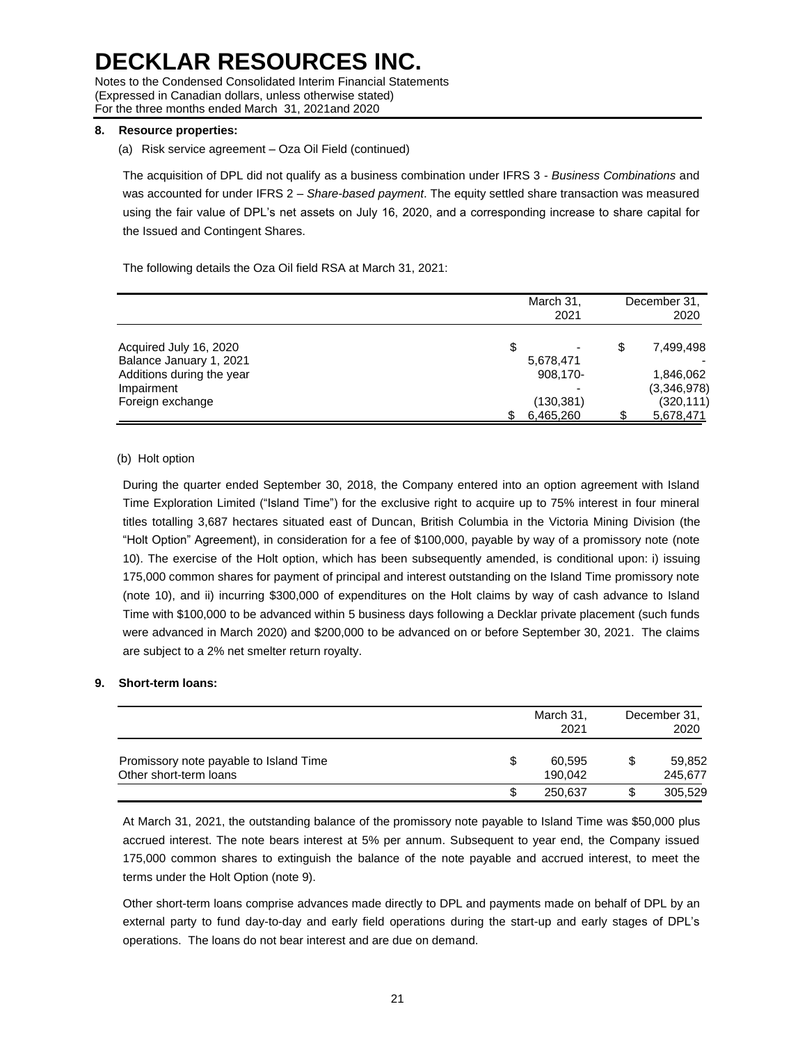## 8. Resource properties:

(a) Risk service agreement – Oza Oil Field (continued)

The acquisition of DPL did not qualify as a business combination under IFRS 3 - *Business Combinations* and was accounted for under IFRS 2 – *Share-based payment*. The equity settled share transaction was measured using the fair value of DPL's net assets on July 16, 2020, and a corresponding increase to share capital for the Issued and Contingent Shares.

The following details the Oza Oil field RSA at March 31, 2021:

| | March 31, 2021 | December 31, 2020 |
|---|---|---|
| Acquired July 16, 2020 | $ - | $ 7,499,498 |
| Balance January 1, 2021 | 5,678,471 | - |
| Additions during the year | 908,170- | 1,846,062 |
| Impairment | - | (3,346,978) |
| Foreign exchange | (130,381) | (320,111) |
| | $ 6,465,260 | $ 5,678,471 |

(b) Holt option

During the quarter ended September 30, 2018, the Company entered into an option agreement with Island Time Exploration Limited ("Island Time") for the exclusive right to acquire up to 75% interest in four mineral titles totalling 3,687 hectares situated east of Duncan, British Columbia in the Victoria Mining Division (the "Holt Option" Agreement), in consideration for a fee of $100,000, payable by way of a promissory note (note 10). The exercise of the Holt option, which has been subsequently amended, is conditional upon: i) issuing 175,000 common shares for payment of principal and interest outstanding on the Island Time promissory note (note 10), and ii) incurring $300,000 of expenditures on the Holt claims by way of cash advance to Island Time with $100,000 to be advanced within 5 business days following a Decklar private placement (such funds were advanced in March 2020) and $200,000 to be advanced on or before September 30, 2021. The claims are subject to a 2% net smelter return royalty.

## 9. Short-term loans:

| | March 31, 2021 | December 31, 2020 |
|---|---|---|
| Promissory note payable to Island Time | $ 60,595 | $ 59,852 |
| Other short-term loans | 190,042 | 245,677 |
| | $ 250,637 | $ 305,529 |

At March 31, 2021, the outstanding balance of the promissory note payable to Island Time was $50,000 plus accrued interest. The note bears interest at 5% per annum. Subsequent to year end, the Company issued 175,000 common shares to extinguish the balance of the note payable and accrued interest, to meet the terms under the Holt Option (note 9).

Other short-term loans comprise advances made directly to DPL and payments made on behalf of DPL by an external party to fund day-to-day and early field operations during the start-up and early stages of DPL's operations. The loans do not bear interest and are due on demand.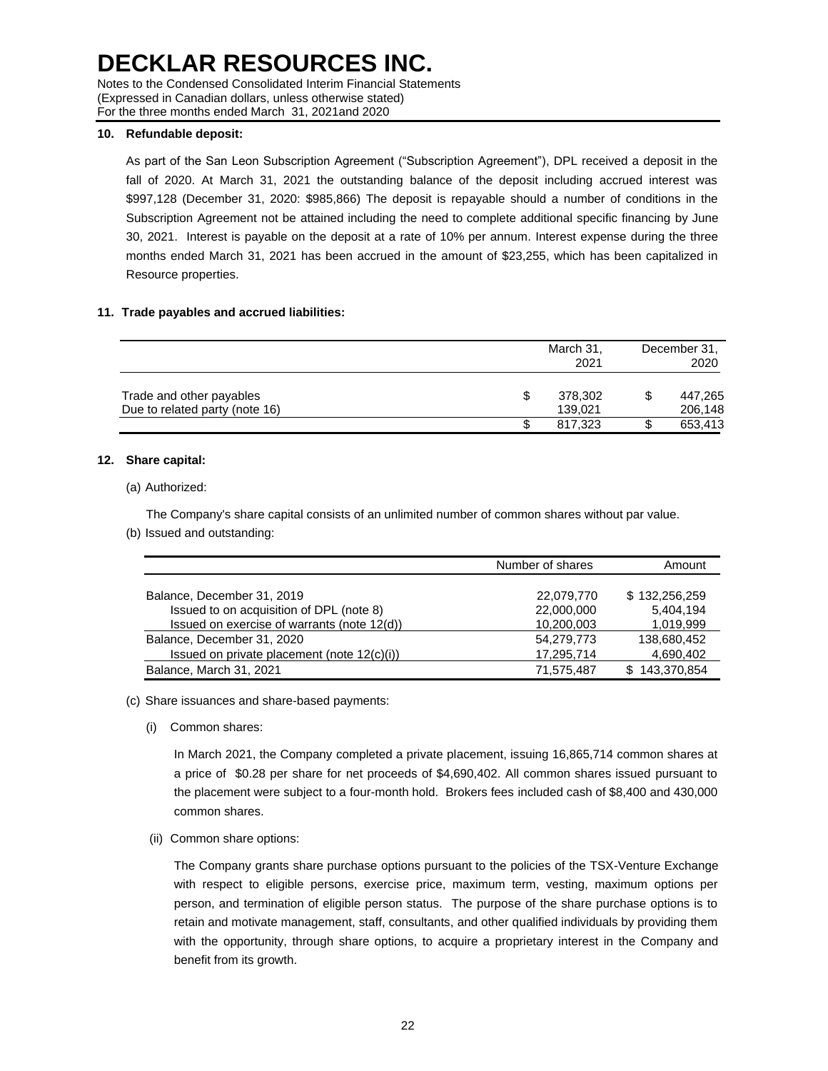## 10. Refundable deposit:

As part of the San Leon Subscription Agreement ("Subscription Agreement"), DPL received a deposit in the fall of 2020. At March 31, 2021 the outstanding balance of the deposit including accrued interest was $997,128 (December 31, 2020: $985,866) The deposit is repayable should a number of conditions in the Subscription Agreement not be attained including the need to complete additional specific financing by June 30, 2021. Interest is payable on the deposit at a rate of 10% per annum. Interest expense during the three months ended March 31, 2021 has been accrued in the amount of $23,255, which has been capitalized in Resource properties.

## 11. Trade payables and accrued liabilities:

| | March 31, 2021 | December 31, 2020 |
|---|---|---|
| Trade and other payables | $ 378,302 | $ 447,265 |
| Due to related party (note 16) | 139,021 | 206,148 |
| | $ 817,323 | $ 653,413 |

## 12. Share capital:

(a) Authorized:

The Company's share capital consists of an unlimited number of common shares without par value.

(b) Issued and outstanding:

| | Number of shares | Amount |
|---|---|---|
| Balance, December 31, 2019 | 22,079,770 | $ 132,256,259 |
| Issued to on acquisition of DPL (note 8) | 22,000,000 | 5,404,194 |
| Issued on exercise of warrants (note 12(d)) | 10,200,003 | 1,019,999 |
| Balance, December 31, 2020 | 54,279,773 | 138,680,452 |
| Issued on private placement (note 12(c)(i)) | 17,295,714 | 4,690,402 |
| Balance, March 31, 2021 | 71,575,487 | $ 143,370,854 |

(c) Share issuances and share-based payments:

(i) Common shares:

In March 2021, the Company completed a private placement, issuing 16,865,714 common shares at a price of $0.28 per share for net proceeds of $4,690,402. All common shares issued pursuant to the placement were subject to a four-month hold. Brokers fees included cash of $8,400 and 430,000 common shares.

(ii) Common share options:

The Company grants share purchase options pursuant to the policies of the TSX-Venture Exchange with respect to eligible persons, exercise price, maximum term, vesting, maximum options per person, and termination of eligible person status. The purpose of the share purchase options is to retain and motivate management, staff, consultants, and other qualified individuals by providing them with the opportunity, through share options, to acquire a proprietary interest in the Company and benefit from its growth.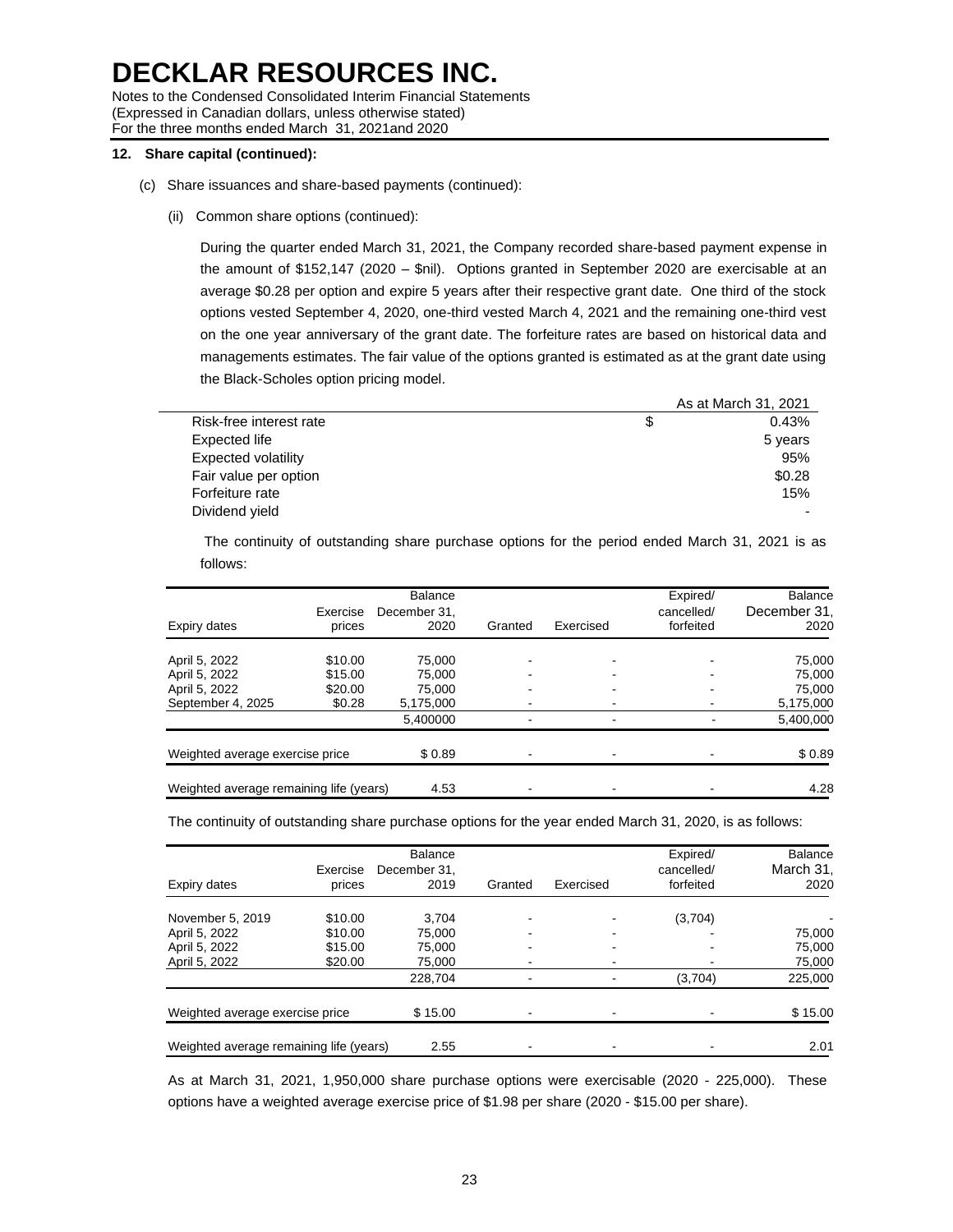# DECKLAR RESOURCES INC.

Notes to the Condensed Consolidated Interim Financial Statements
(Expressed in Canadian dollars, unless otherwise stated)
For the three months ended March 31, 2021and 2020

## 12. Share capital (continued):

(c) Share issuances and share-based payments (continued):

(ii) Common share options (continued):

During the quarter ended March 31, 2021, the Company recorded share-based payment expense in the amount of $152,147 (2020 – $nil). Options granted in September 2020 are exercisable at an average $0.28 per option and expire 5 years after their respective grant date. One third of the stock options vested September 4, 2020, one-third vested March 4, 2021 and the remaining one-third vest on the one year anniversary of the grant date. The forfeiture rates are based on historical data and managements estimates. The fair value of the options granted is estimated as at the grant date using the Black-Scholes option pricing model.

| | | As at March 31, 2021 |
|---|---|---|
| Risk-free interest rate | $ | 0.43% |
| Expected life | | 5 years |
| Expected volatility | | 95% |
| Fair value per option | | $0.28 |
| Forfeiture rate | | 15% |
| Dividend yield | | - |

The continuity of outstanding share purchase options for the period ended March 31, 2021 is as follows:

| Expiry dates | Exercise prices | Balance December 31, 2020 | Granted | Exercised | Expired/ cancelled/ forfeited | Balance December 31, 2020 |
|---|---|---|---|---|---|---|
| April 5, 2022 | $10.00 | 75,000 | - | - | - | 75,000 |
| April 5, 2022 | $15.00 | 75,000 | - | - | - | 75,000 |
| April 5, 2022 | $20.00 | 75,000 | - | - | - | 75,000 |
| September 4, 2025 | $0.28 | 5,175,000 | - | - | - | 5,175,000 |
| | | 5,400000 | - | - | - | 5,400,000 |
| Weighted average exercise price | | $ 0.89 | - | - | - | $ 0.89 |
| Weighted average remaining life (years) | | 4.53 | - | - | - | 4.28 |

The continuity of outstanding share purchase options for the year ended March 31, 2020, is as follows:

| Expiry dates | Exercise prices | Balance December 31, 2019 | Granted | Exercised | Expired/ cancelled/ forfeited | Balance March 31, 2020 |
|---|---|---|---|---|---|---|
| November 5, 2019 | $10.00 | 3,704 | - | - | (3,704) | - |
| April 5, 2022 | $10.00 | 75,000 | - | - | - | 75,000 |
| April 5, 2022 | $15.00 | 75,000 | - | - | - | 75,000 |
| April 5, 2022 | $20.00 | 75,000 | - | - | - | 75,000 |
| | | 228,704 | - | - | (3,704) | 225,000 |
| Weighted average exercise price | | $ 15.00 | - | - | - | $ 15.00 |
| Weighted average remaining life (years) | | 2.55 | - | - | - | 2.01 |

As at March 31, 2021, 1,950,000 share purchase options were exercisable (2020 - 225,000). These options have a weighted average exercise price of $1.98 per share (2020 - $15.00 per share).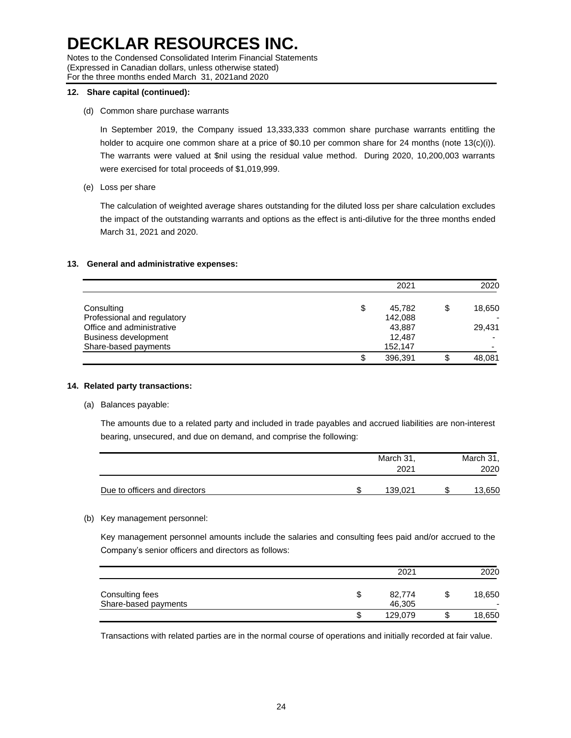### 12. Share capital (continued):

(d) Common share purchase warrants

In September 2019, the Company issued 13,333,333 common share purchase warrants entitling the holder to acquire one common share at a price of $0.10 per common share for 24 months (note 13(c)(i)). The warrants were valued at $nil using the residual value method. During 2020, 10,200,003 warrants were exercised for total proceeds of $1,019,999.

(e) Loss per share

The calculation of weighted average shares outstanding for the diluted loss per share calculation excludes the impact of the outstanding warrants and options as the effect is anti-dilutive for the three months ended March 31, 2021 and 2020.

### 13. General and administrative expenses:

| | 2021 | 2020 |
|---|---|---|
| Consulting | $ 45,782 | $ 18,650 |
| Professional and regulatory | 142,088 | - |
| Office and administrative | 43,887 | 29,431 |
| Business development | 12,487 | - |
| Share-based payments | 152,147 | - |
| | $ 396,391 | $ 48,081 |

### 14. Related party transactions:

(a) Balances payable:

The amounts due to a related party and included in trade payables and accrued liabilities are non-interest bearing, unsecured, and due on demand, and comprise the following:

| | March 31, 2021 | March 31, 2020 |
|---|---|---|
| Due to officers and directors | $ 139,021 | $ 13,650 |

(b) Key management personnel:

Key management personnel amounts include the salaries and consulting fees paid and/or accrued to the Company's senior officers and directors as follows:

| | 2021 | 2020 |
|---|---|---|
| Consulting fees | $ 82,774 | $ 18,650 |
| Share-based payments | 46,305 | - |
| | $ 129,079 | $ 18,650 |

Transactions with related parties are in the normal course of operations and initially recorded at fair value.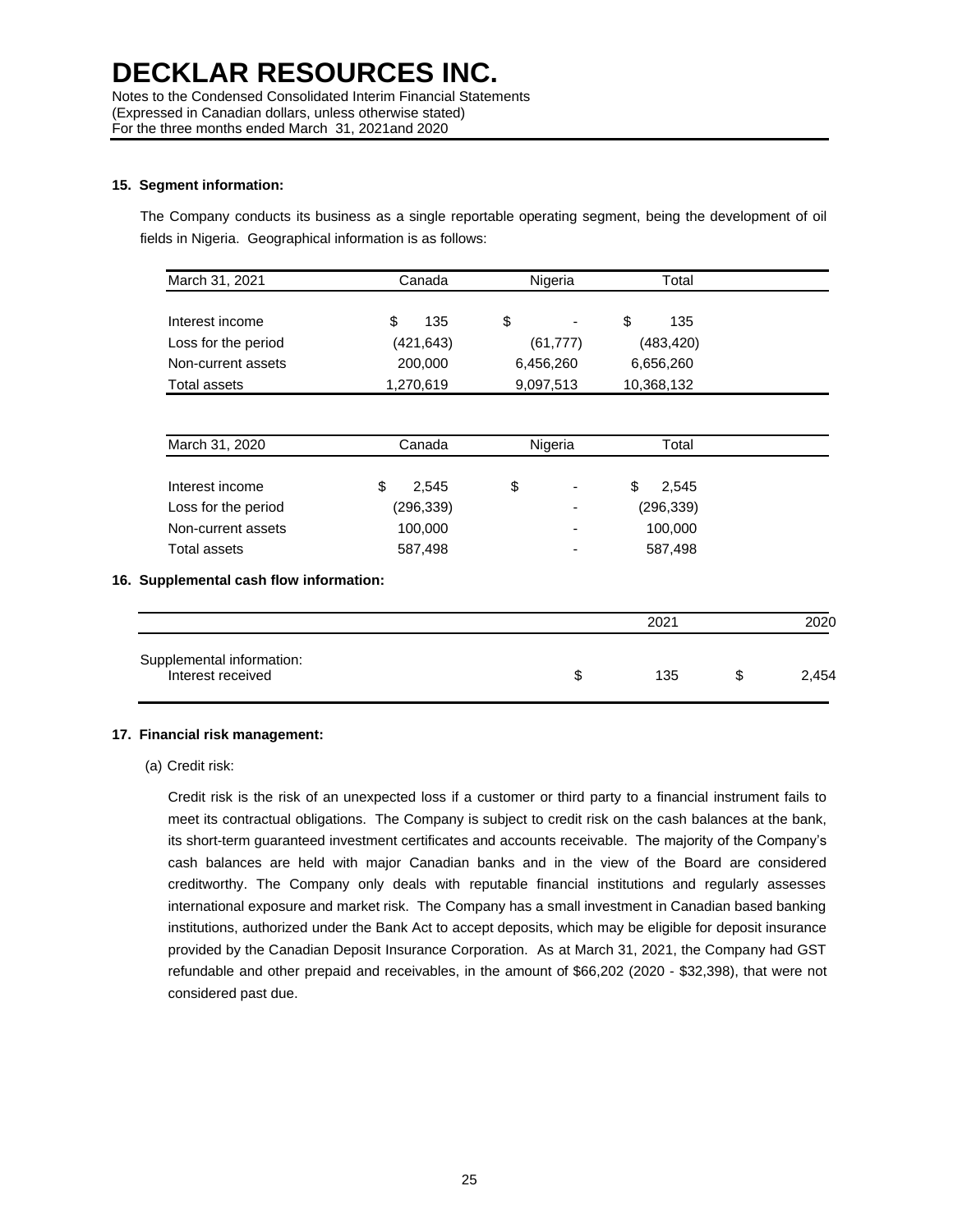### 15. Segment information:

The Company conducts its business as a single reportable operating segment, being the development of oil fields in Nigeria. Geographical information is as follows:

| March 31, 2021 | Canada | Nigeria | Total |
|---|---|---|---|
| Interest income | $ 135 | $ - | $ 135 |
| Loss for the period | (421,643) | (61,777) | (483,420) |
| Non-current assets | 200,000 | 6,456,260 | 6,656,260 |
| Total assets | 1,270,619 | 9,097,513 | 10,368,132 |

| March 31, 2020 | Canada | Nigeria | Total |
|---|---|---|---|
| Interest income | $ 2,545 | $ - | $ 2,545 |
| Loss for the period | (296,339) | - | (296,339) |
| Non-current assets | 100,000 | - | 100,000 |
| Total assets | 587,498 | - | 587,498 |

### 16. Supplemental cash flow information:

| | 2021 | 2020 |
|---|---|---|
| Supplemental information: | | |
| Interest received | $ 135 | $ 2,454 |

### 17. Financial risk management:

(a) Credit risk:

Credit risk is the risk of an unexpected loss if a customer or third party to a financial instrument fails to meet its contractual obligations. The Company is subject to credit risk on the cash balances at the bank, its short-term guaranteed investment certificates and accounts receivable. The majority of the Company's cash balances are held with major Canadian banks and in the view of the Board are considered creditworthy. The Company only deals with reputable financial institutions and regularly assesses international exposure and market risk. The Company has a small investment in Canadian based banking institutions, authorized under the Bank Act to accept deposits, which may be eligible for deposit insurance provided by the Canadian Deposit Insurance Corporation. As at March 31, 2021, the Company had GST refundable and other prepaid and receivables, in the amount of $66,202 (2020 - $32,398), that were not considered past due.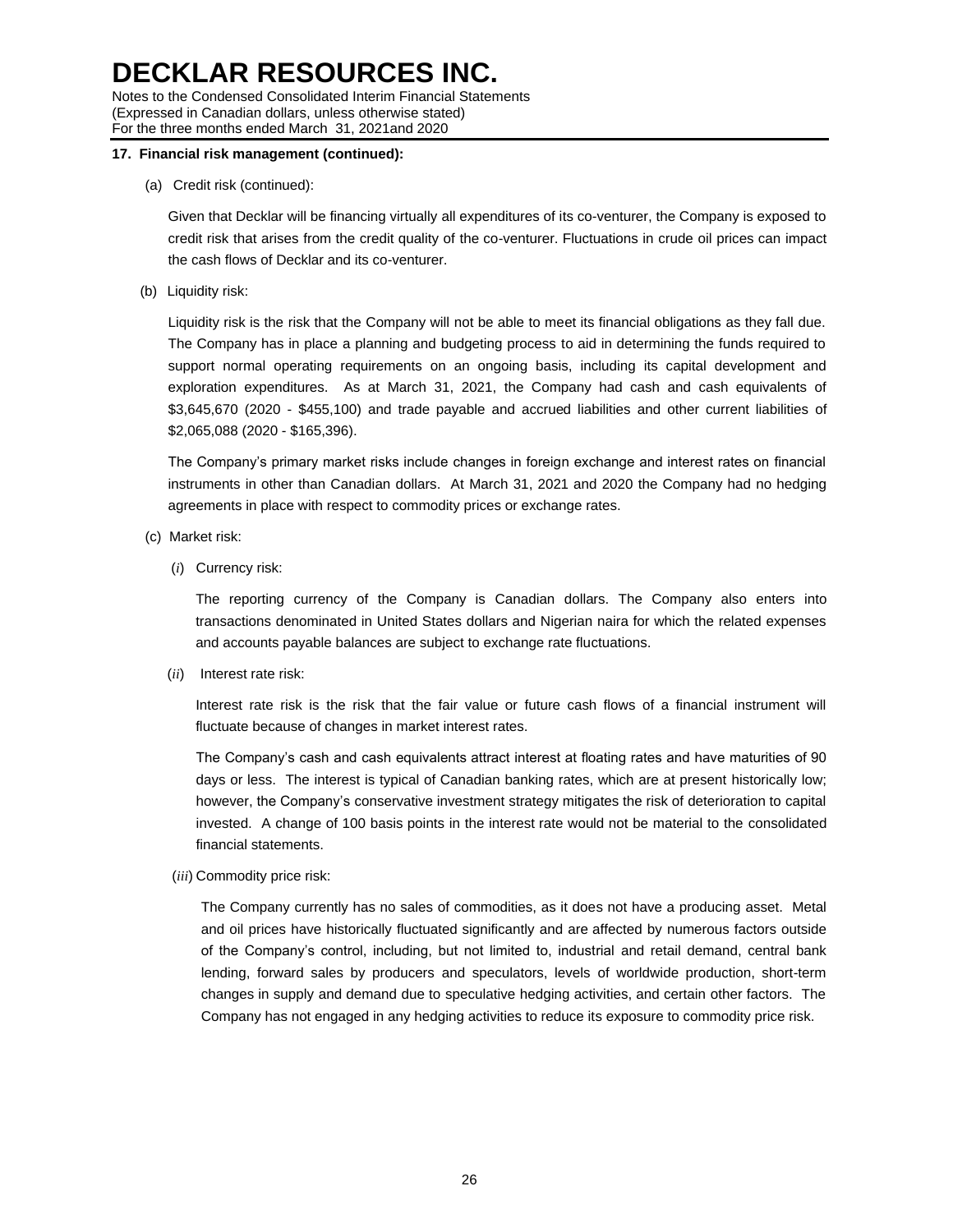# DECKLAR RESOURCES INC.

Notes to the Condensed Consolidated Interim Financial Statements
(Expressed in Canadian dollars, unless otherwise stated)
For the three months ended March 31, 2021and 2020

**17. Financial risk management (continued):**

(a) Credit risk (continued):

Given that Decklar will be financing virtually all expenditures of its co-venturer, the Company is exposed to credit risk that arises from the credit quality of the co-venturer. Fluctuations in crude oil prices can impact the cash flows of Decklar and its co-venturer.

(b) Liquidity risk:

Liquidity risk is the risk that the Company will not be able to meet its financial obligations as they fall due. The Company has in place a planning and budgeting process to aid in determining the funds required to support normal operating requirements on an ongoing basis, including its capital development and exploration expenditures. As at March 31, 2021, the Company had cash and cash equivalents of $3,645,670 (2020 - $455,100) and trade payable and accrued liabilities and other current liabilities of $2,065,088 (2020 - $165,396).

The Company's primary market risks include changes in foreign exchange and interest rates on financial instruments in other than Canadian dollars. At March 31, 2021 and 2020 the Company had no hedging agreements in place with respect to commodity prices or exchange rates.

(c) Market risk:

(*i*) Currency risk:

The reporting currency of the Company is Canadian dollars. The Company also enters into transactions denominated in United States dollars and Nigerian naira for which the related expenses and accounts payable balances are subject to exchange rate fluctuations.

(*ii*) Interest rate risk:

Interest rate risk is the risk that the fair value or future cash flows of a financial instrument will fluctuate because of changes in market interest rates.

The Company's cash and cash equivalents attract interest at floating rates and have maturities of 90 days or less. The interest is typical of Canadian banking rates, which are at present historically low; however, the Company's conservative investment strategy mitigates the risk of deterioration to capital invested. A change of 100 basis points in the interest rate would not be material to the consolidated financial statements.

(*iii*) Commodity price risk:

The Company currently has no sales of commodities, as it does not have a producing asset. Metal and oil prices have historically fluctuated significantly and are affected by numerous factors outside of the Company's control, including, but not limited to, industrial and retail demand, central bank lending, forward sales by producers and speculators, levels of worldwide production, short-term changes in supply and demand due to speculative hedging activities, and certain other factors. The Company has not engaged in any hedging activities to reduce its exposure to commodity price risk.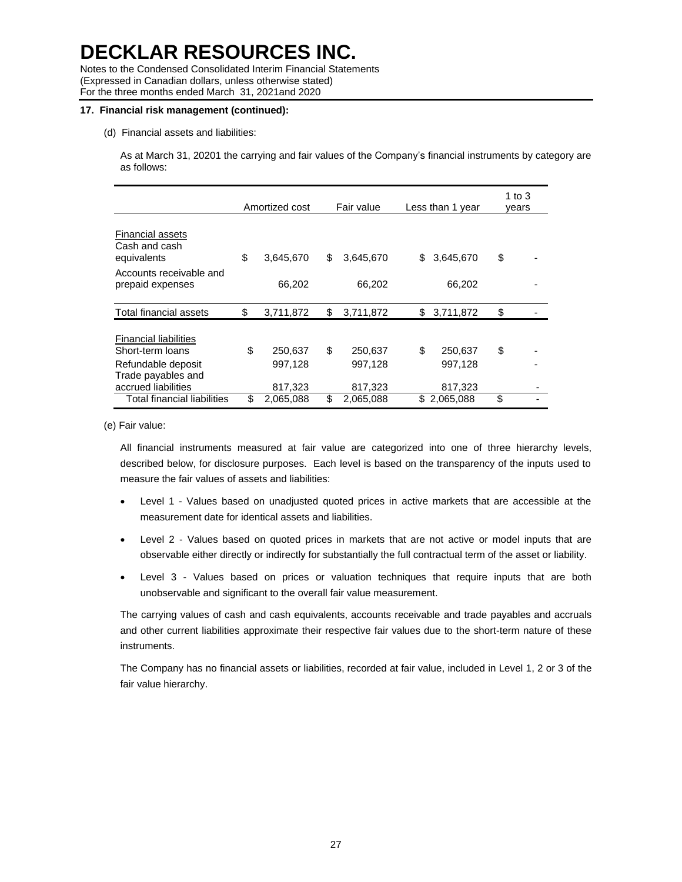# DECKLAR RESOURCES INC.

Notes to the Condensed Consolidated Interim Financial Statements
(Expressed in Canadian dollars, unless otherwise stated)
For the three months ended March 31, 2021and 2020

**17. Financial risk management (continued):**

(d) Financial assets and liabilities:

As at March 31, 20201 the carrying and fair values of the Company's financial instruments by category are as follows:

| | Amortized cost | Fair value | Less than 1 year | 1 to 3 years |
|---|---|---|---|---|
| Financial assets | | | | |
| Cash and cash equivalents | $ 3,645,670 | $ 3,645,670 | $ 3,645,670 | $ - |
| Accounts receivable and prepaid expenses | 66,202 | 66,202 | 66,202 | - |
| Total financial assets | $ 3,711,872 | $ 3,711,872 | $ 3,711,872 | $ - |
| Financial liabilities | | | | |
| Short-term loans | $ 250,637 | $ 250,637 | $ 250,637 | $ - |
| Refundable deposit | 997,128 | 997,128 | 997,128 | - |
| Trade payables and accrued liabilities | 817,323 | 817,323 | 817,323 | - |
| Total financial liabilities | $ 2,065,088 | $ 2,065,088 | $ 2,065,088 | $ - |

(e) Fair value:

All financial instruments measured at fair value are categorized into one of three hierarchy levels, described below, for disclosure purposes. Each level is based on the transparency of the inputs used to measure the fair values of assets and liabilities:

- Level 1 - Values based on unadjusted quoted prices in active markets that are accessible at the measurement date for identical assets and liabilities.
- Level 2 - Values based on quoted prices in markets that are not active or model inputs that are observable either directly or indirectly for substantially the full contractual term of the asset or liability.
- Level 3 - Values based on prices or valuation techniques that require inputs that are both unobservable and significant to the overall fair value measurement.

The carrying values of cash and cash equivalents, accounts receivable and trade payables and accruals and other current liabilities approximate their respective fair values due to the short-term nature of these instruments.

The Company has no financial assets or liabilities, recorded at fair value, included in Level 1, 2 or 3 of the fair value hierarchy.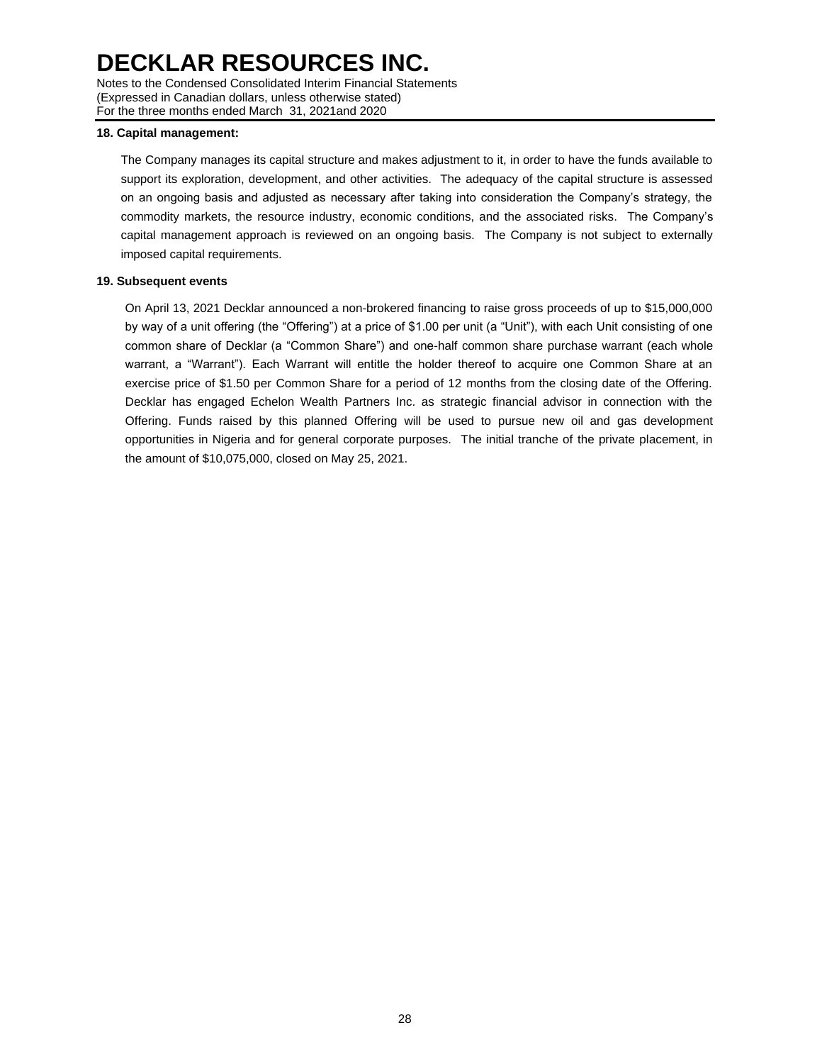**18. Capital management:**

The Company manages its capital structure and makes adjustment to it, in order to have the funds available to support its exploration, development, and other activities. The adequacy of the capital structure is assessed on an ongoing basis and adjusted as necessary after taking into consideration the Company's strategy, the commodity markets, the resource industry, economic conditions, and the associated risks. The Company's capital management approach is reviewed on an ongoing basis. The Company is not subject to externally imposed capital requirements.

**19. Subsequent events**

On April 13, 2021 Decklar announced a non-brokered financing to raise gross proceeds of up to $15,000,000 by way of a unit offering (the "Offering") at a price of $1.00 per unit (a "Unit"), with each Unit consisting of one common share of Decklar (a "Common Share") and one-half common share purchase warrant (each whole warrant, a "Warrant"). Each Warrant will entitle the holder thereof to acquire one Common Share at an exercise price of $1.50 per Common Share for a period of 12 months from the closing date of the Offering. Decklar has engaged Echelon Wealth Partners Inc. as strategic financial advisor in connection with the Offering. Funds raised by this planned Offering will be used to pursue new oil and gas development opportunities in Nigeria and for general corporate purposes. The initial tranche of the private placement, in the amount of $10,075,000, closed on May 25, 2021.